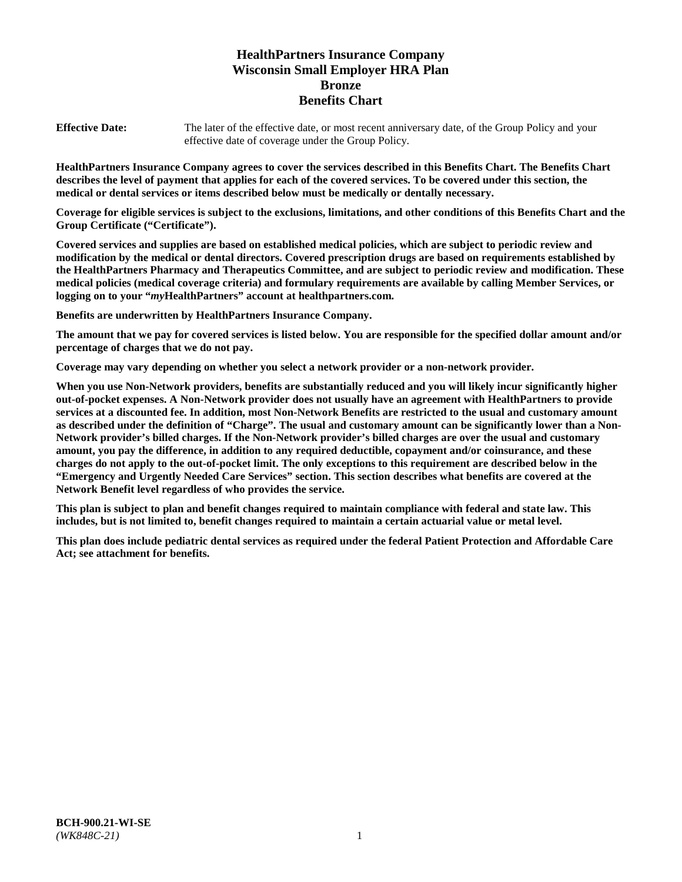# HealthPartners Insurance Company
# Wisconsin Small Employer HRA Plan
# Bronze
# Benefits Chart

**Effective Date:** The later of the effective date, or most recent anniversary date, of the Group Policy and your effective date of coverage under the Group Policy.

**HealthPartners Insurance Company agrees to cover the services described in this Benefits Chart. The Benefits Chart describes the level of payment that applies for each of the covered services. To be covered under this section, the medical or dental services or items described below must be medically or dentally necessary.**

**Coverage for eligible services is subject to the exclusions, limitations, and other conditions of this Benefits Chart and the Group Certificate ("Certificate").**

**Covered services and supplies are based on established medical policies, which are subject to periodic review and modification by the medical or dental directors. Covered prescription drugs are based on requirements established by the HealthPartners Pharmacy and Therapeutics Committee, and are subject to periodic review and modification. These medical policies (medical coverage criteria) and formulary requirements are available by calling Member Services, or logging on to your "*my*HealthPartners" account at healthpartners.com.**

**Benefits are underwritten by HealthPartners Insurance Company.**

**The amount that we pay for covered services is listed below. You are responsible for the specified dollar amount and/or percentage of charges that we do not pay.**

**Coverage may vary depending on whether you select a network provider or a non-network provider.**

**When you use Non-Network providers, benefits are substantially reduced and you will likely incur significantly higher out-of-pocket expenses. A Non-Network provider does not usually have an agreement with HealthPartners to provide services at a discounted fee. In addition, most Non-Network Benefits are restricted to the usual and customary amount as described under the definition of "Charge". The usual and customary amount can be significantly lower than a Non-Network provider's billed charges. If the Non-Network provider's billed charges are over the usual and customary amount, you pay the difference, in addition to any required deductible, copayment and/or coinsurance, and these charges do not apply to the out-of-pocket limit. The only exceptions to this requirement are described below in the "Emergency and Urgently Needed Care Services" section. This section describes what benefits are covered at the Network Benefit level regardless of who provides the service.**

**This plan is subject to plan and benefit changes required to maintain compliance with federal and state law. This includes, but is not limited to, benefit changes required to maintain a certain actuarial value or metal level.**

**This plan does include pediatric dental services as required under the federal Patient Protection and Affordable Care Act; see attachment for benefits.**

**BCH-900.21-WI-SE**
*(WK848C-21)*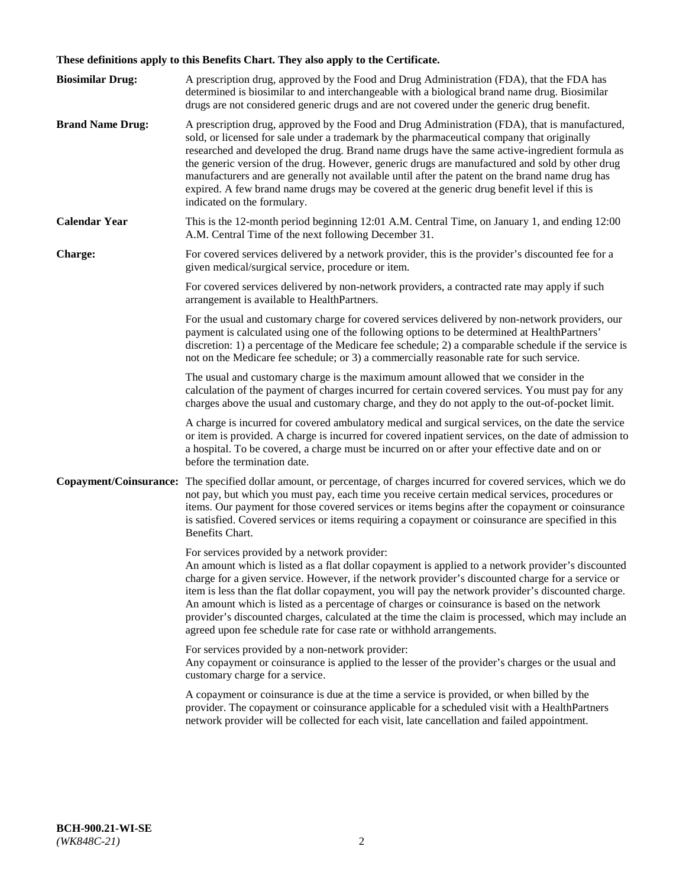**These definitions apply to this Benefits Chart. They also apply to the Certificate.**

**Biosimilar Drug:** A prescription drug, approved by the Food and Drug Administration (FDA), that the FDA has determined is biosimilar to and interchangeable with a biological brand name drug. Biosimilar drugs are not considered generic drugs and are not covered under the generic drug benefit.

**Brand Name Drug:** A prescription drug, approved by the Food and Drug Administration (FDA), that is manufactured, sold, or licensed for sale under a trademark by the pharmaceutical company that originally researched and developed the drug. Brand name drugs have the same active-ingredient formula as the generic version of the drug. However, generic drugs are manufactured and sold by other drug manufacturers and are generally not available until after the patent on the brand name drug has expired. A few brand name drugs may be covered at the generic drug benefit level if this is indicated on the formulary.

**Calendar Year** This is the 12-month period beginning 12:01 A.M. Central Time, on January 1, and ending 12:00 A.M. Central Time of the next following December 31.

**Charge:** For covered services delivered by a network provider, this is the provider's discounted fee for a given medical/surgical service, procedure or item.

For covered services delivered by non-network providers, a contracted rate may apply if such arrangement is available to HealthPartners.

For the usual and customary charge for covered services delivered by non-network providers, our payment is calculated using one of the following options to be determined at HealthPartners' discretion: 1) a percentage of the Medicare fee schedule; 2) a comparable schedule if the service is not on the Medicare fee schedule; or 3) a commercially reasonable rate for such service.

The usual and customary charge is the maximum amount allowed that we consider in the calculation of the payment of charges incurred for certain covered services. You must pay for any charges above the usual and customary charge, and they do not apply to the out-of-pocket limit.

A charge is incurred for covered ambulatory medical and surgical services, on the date the service or item is provided. A charge is incurred for covered inpatient services, on the date of admission to a hospital. To be covered, a charge must be incurred on or after your effective date and on or before the termination date.

**Copayment/Coinsurance:** The specified dollar amount, or percentage, of charges incurred for covered services, which we do not pay, but which you must pay, each time you receive certain medical services, procedures or items. Our payment for those covered services or items begins after the copayment or coinsurance is satisfied. Covered services or items requiring a copayment or coinsurance are specified in this Benefits Chart.

For services provided by a network provider:
An amount which is listed as a flat dollar copayment is applied to a network provider's discounted charge for a given service. However, if the network provider's discounted charge for a service or item is less than the flat dollar copayment, you will pay the network provider's discounted charge. An amount which is listed as a percentage of charges or coinsurance is based on the network provider's discounted charges, calculated at the time the claim is processed, which may include an agreed upon fee schedule rate for case rate or withhold arrangements.

For services provided by a non-network provider:
Any copayment or coinsurance is applied to the lesser of the provider's charges or the usual and customary charge for a service.

A copayment or coinsurance is due at the time a service is provided, or when billed by the provider. The copayment or coinsurance applicable for a scheduled visit with a HealthPartners network provider will be collected for each visit, late cancellation and failed appointment.

**BCH-900.21-WI-SE**
*(WK848C-21)*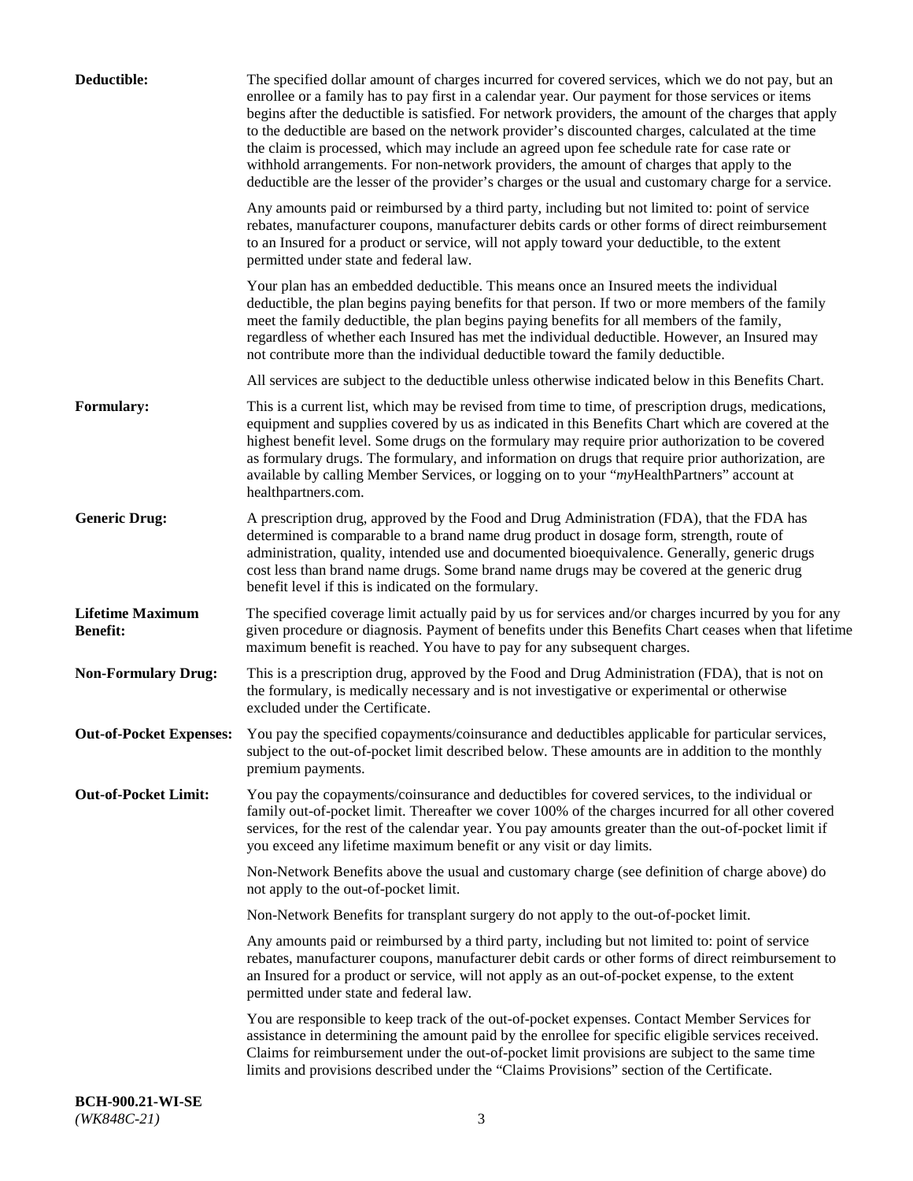**Deductible:** The specified dollar amount of charges incurred for covered services, which we do not pay, but an enrollee or a family has to pay first in a calendar year. Our payment for those services or items begins after the deductible is satisfied. For network providers, the amount of the charges that apply to the deductible are based on the network provider's discounted charges, calculated at the time the claim is processed, which may include an agreed upon fee schedule rate for case rate or withhold arrangements. For non-network providers, the amount of charges that apply to the deductible are the lesser of the provider's charges or the usual and customary charge for a service.

Any amounts paid or reimbursed by a third party, including but not limited to: point of service rebates, manufacturer coupons, manufacturer debits cards or other forms of direct reimbursement to an Insured for a product or service, will not apply toward your deductible, to the extent permitted under state and federal law.

Your plan has an embedded deductible. This means once an Insured meets the individual deductible, the plan begins paying benefits for that person. If two or more members of the family meet the family deductible, the plan begins paying benefits for all members of the family, regardless of whether each Insured has met the individual deductible. However, an Insured may not contribute more than the individual deductible toward the family deductible.

All services are subject to the deductible unless otherwise indicated below in this Benefits Chart.

**Formulary:** This is a current list, which may be revised from time to time, of prescription drugs, medications, equipment and supplies covered by us as indicated in this Benefits Chart which are covered at the highest benefit level. Some drugs on the formulary may require prior authorization to be covered as formulary drugs. The formulary, and information on drugs that require prior authorization, are available by calling Member Services, or logging on to your "*my*HealthPartners" account at healthpartners.com.

**Generic Drug:** A prescription drug, approved by the Food and Drug Administration (FDA), that the FDA has determined is comparable to a brand name drug product in dosage form, strength, route of administration, quality, intended use and documented bioequivalence. Generally, generic drugs cost less than brand name drugs. Some brand name drugs may be covered at the generic drug benefit level if this is indicated on the formulary.

**Lifetime Maximum Benefit:** The specified coverage limit actually paid by us for services and/or charges incurred by you for any given procedure or diagnosis. Payment of benefits under this Benefits Chart ceases when that lifetime maximum benefit is reached. You have to pay for any subsequent charges.

**Non-Formulary Drug:** This is a prescription drug, approved by the Food and Drug Administration (FDA), that is not on the formulary, is medically necessary and is not investigative or experimental or otherwise excluded under the Certificate.

**Out-of-Pocket Expenses:** You pay the specified copayments/coinsurance and deductibles applicable for particular services, subject to the out-of-pocket limit described below. These amounts are in addition to the monthly premium payments.

**Out-of-Pocket Limit:** You pay the copayments/coinsurance and deductibles for covered services, to the individual or family out-of-pocket limit. Thereafter we cover 100% of the charges incurred for all other covered services, for the rest of the calendar year. You pay amounts greater than the out-of-pocket limit if you exceed any lifetime maximum benefit or any visit or day limits.

Non-Network Benefits above the usual and customary charge (see definition of charge above) do not apply to the out-of-pocket limit.

Non-Network Benefits for transplant surgery do not apply to the out-of-pocket limit.

Any amounts paid or reimbursed by a third party, including but not limited to: point of service rebates, manufacturer coupons, manufacturer debit cards or other forms of direct reimbursement to an Insured for a product or service, will not apply as an out-of-pocket expense, to the extent permitted under state and federal law.

You are responsible to keep track of the out-of-pocket expenses. Contact Member Services for assistance in determining the amount paid by the enrollee for specific eligible services received. Claims for reimbursement under the out-of-pocket limit provisions are subject to the same time limits and provisions described under the "Claims Provisions" section of the Certificate.

**BCH-900.21-WI-SE**
*(WK848C-21)*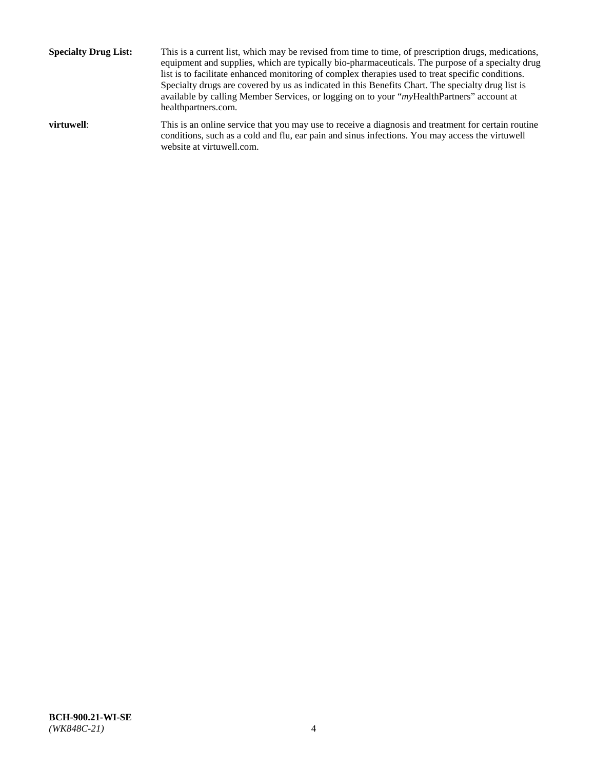**Specialty Drug List:** This is a current list, which may be revised from time to time, of prescription drugs, medications, equipment and supplies, which are typically bio-pharmaceuticals. The purpose of a specialty drug list is to facilitate enhanced monitoring of complex therapies used to treat specific conditions. Specialty drugs are covered by us as indicated in this Benefits Chart. The specialty drug list is available by calling Member Services, or logging on to your "*my*HealthPartners" account at healthpartners.com.

**virtuwell**: This is an online service that you may use to receive a diagnosis and treatment for certain routine conditions, such as a cold and flu, ear pain and sinus infections. You may access the virtuwell website at virtuwell.com.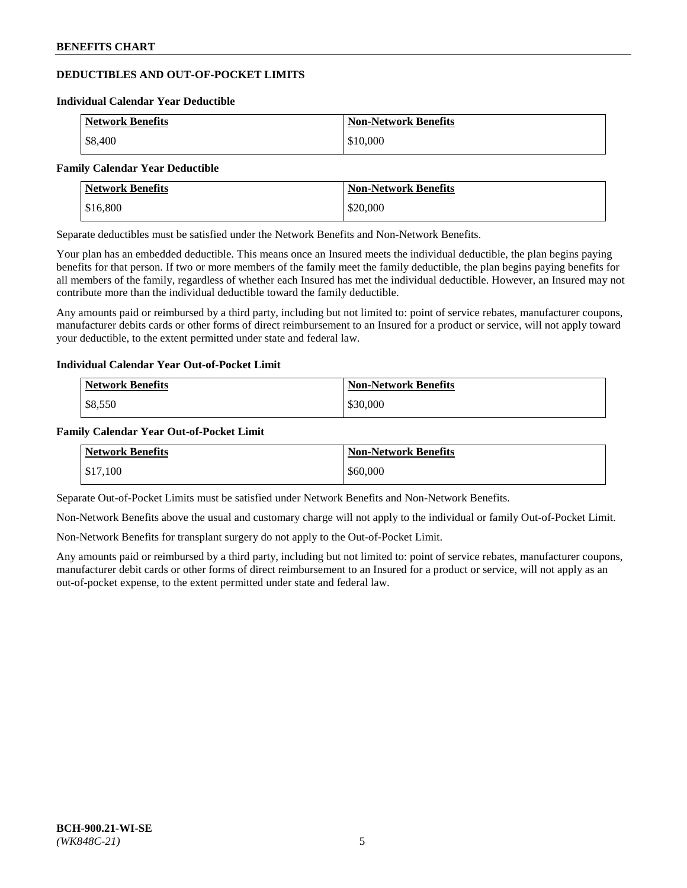## DEDUCTIBLES AND OUT-OF-POCKET LIMITS

### Individual Calendar Year Deductible

| Network Benefits | Non-Network Benefits |
|---|---|
| $8,400 | $10,000 |

### Family Calendar Year Deductible

| Network Benefits | Non-Network Benefits |
|---|---|
| $16,800 | $20,000 |

Separate deductibles must be satisfied under the Network Benefits and Non-Network Benefits.

Your plan has an embedded deductible. This means once an Insured meets the individual deductible, the plan begins paying benefits for that person. If two or more members of the family meet the family deductible, the plan begins paying benefits for all members of the family, regardless of whether each Insured has met the individual deductible. However, an Insured may not contribute more than the individual deductible toward the family deductible.

Any amounts paid or reimbursed by a third party, including but not limited to: point of service rebates, manufacturer coupons, manufacturer debits cards or other forms of direct reimbursement to an Insured for a product or service, will not apply toward your deductible, to the extent permitted under state and federal law.

### Individual Calendar Year Out-of-Pocket Limit

| Network Benefits | Non-Network Benefits |
|---|---|
| $8,550 | $30,000 |

### Family Calendar Year Out-of-Pocket Limit

| Network Benefits | Non-Network Benefits |
|---|---|
| $17,100 | $60,000 |

Separate Out-of-Pocket Limits must be satisfied under Network Benefits and Non-Network Benefits.

Non-Network Benefits above the usual and customary charge will not apply to the individual or family Out-of-Pocket Limit.

Non-Network Benefits for transplant surgery do not apply to the Out-of-Pocket Limit.

Any amounts paid or reimbursed by a third party, including but not limited to: point of service rebates, manufacturer coupons, manufacturer debit cards or other forms of direct reimbursement to an Insured for a product or service, will not apply as an out-of-pocket expense, to the extent permitted under state and federal law.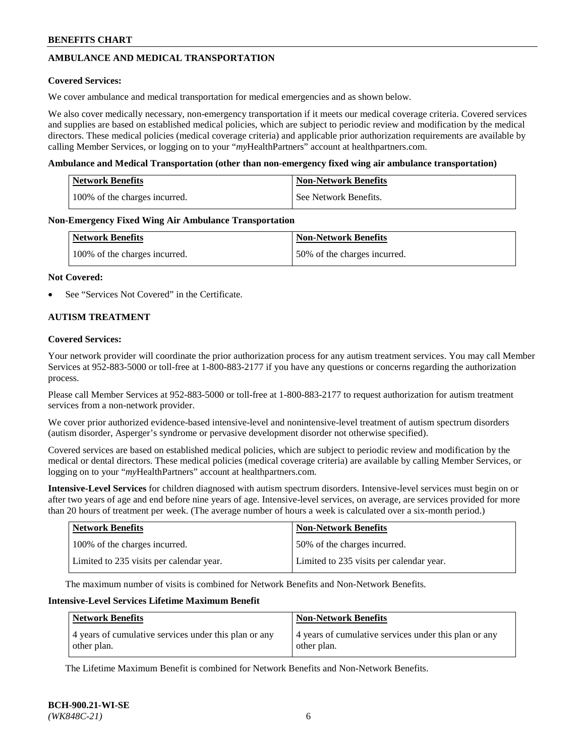## AMBULANCE AND MEDICAL TRANSPORTATION

**Covered Services:**

We cover ambulance and medical transportation for medical emergencies and as shown below.

We also cover medically necessary, non-emergency transportation if it meets our medical coverage criteria. Covered services and supplies are based on established medical policies, which are subject to periodic review and modification by the medical directors. These medical policies (medical coverage criteria) and applicable prior authorization requirements are available by calling Member Services, or logging on to your "*my*HealthPartners" account at healthpartners.com.

**Ambulance and Medical Transportation (other than non-emergency fixed wing air ambulance transportation)**

| Network Benefits | Non-Network Benefits |
|---|---|
| 100% of the charges incurred. | See Network Benefits. |

**Non-Emergency Fixed Wing Air Ambulance Transportation**

| Network Benefits | Non-Network Benefits |
|---|---|
| 100% of the charges incurred. | 50% of the charges incurred. |

**Not Covered:**

- See "Services Not Covered" in the Certificate.

## AUTISM TREATMENT

**Covered Services:**

Your network provider will coordinate the prior authorization process for any autism treatment services. You may call Member Services at 952-883-5000 or toll-free at 1-800-883-2177 if you have any questions or concerns regarding the authorization process.

Please call Member Services at 952-883-5000 or toll-free at 1-800-883-2177 to request authorization for autism treatment services from a non-network provider.

We cover prior authorized evidence-based intensive-level and nonintensive-level treatment of autism spectrum disorders (autism disorder, Asperger's syndrome or pervasive development disorder not otherwise specified).

Covered services are based on established medical policies, which are subject to periodic review and modification by the medical or dental directors. These medical policies (medical coverage criteria) are available by calling Member Services, or logging on to your "*my*HealthPartners" account at healthpartners.com.

**Intensive-Level Services** for children diagnosed with autism spectrum disorders. Intensive-level services must begin on or after two years of age and end before nine years of age. Intensive-level services, on average, are services provided for more than 20 hours of treatment per week. (The average number of hours a week is calculated over a six-month period.)

| Network Benefits | Non-Network Benefits |
|---|---|
| 100% of the charges incurred. | 50% of the charges incurred. |
| Limited to 235 visits per calendar year. | Limited to 235 visits per calendar year. |

The maximum number of visits is combined for Network Benefits and Non-Network Benefits.

**Intensive-Level Services Lifetime Maximum Benefit**

| Network Benefits | Non-Network Benefits |
|---|---|
| 4 years of cumulative services under this plan or any other plan. | 4 years of cumulative services under this plan or any other plan. |

The Lifetime Maximum Benefit is combined for Network Benefits and Non-Network Benefits.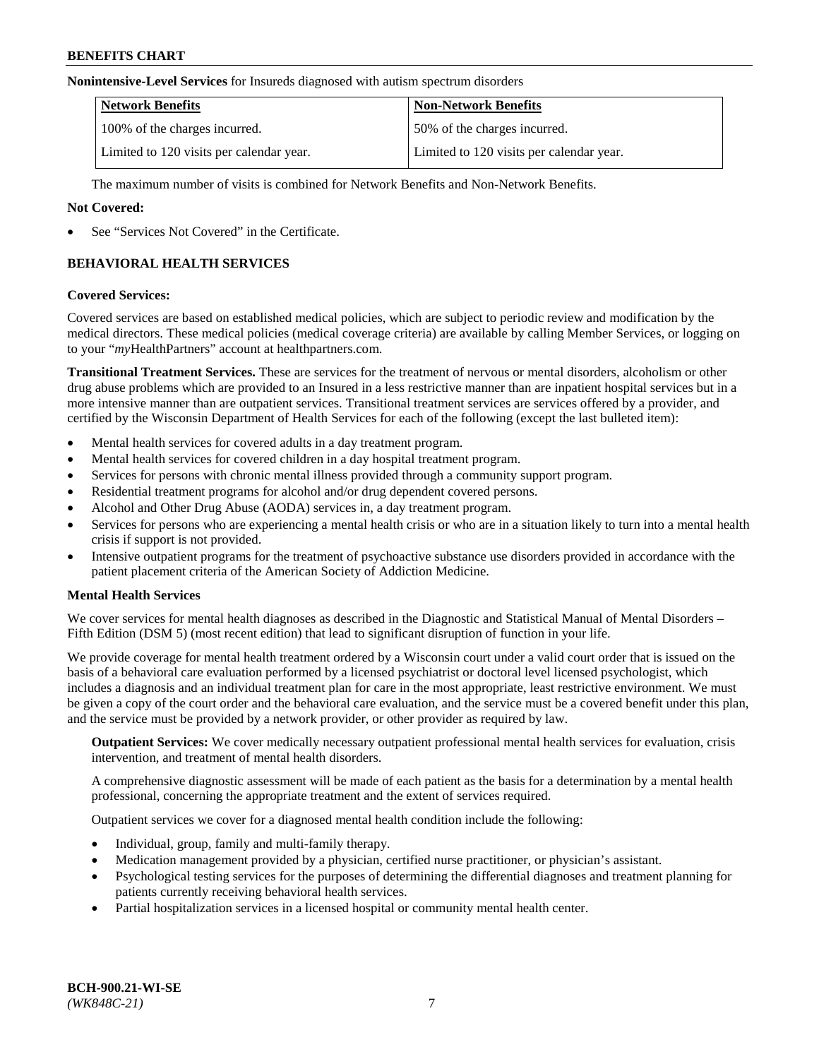**Nonintensive-Level Services** for Insureds diagnosed with autism spectrum disorders

| Network Benefits | Non-Network Benefits |
|---|---|
| 100% of the charges incurred. | 50% of the charges incurred. |
| Limited to 120 visits per calendar year. | Limited to 120 visits per calendar year. |

The maximum number of visits is combined for Network Benefits and Non-Network Benefits.

**Not Covered:**

- See "Services Not Covered" in the Certificate.

## BEHAVIORAL HEALTH SERVICES

**Covered Services:**

Covered services are based on established medical policies, which are subject to periodic review and modification by the medical directors. These medical policies (medical coverage criteria) are available by calling Member Services, or logging on to your "*my*HealthPartners" account at healthpartners.com.

**Transitional Treatment Services.** These are services for the treatment of nervous or mental disorders, alcoholism or other drug abuse problems which are provided to an Insured in a less restrictive manner than are inpatient hospital services but in a more intensive manner than are outpatient services. Transitional treatment services are services offered by a provider, and certified by the Wisconsin Department of Health Services for each of the following (except the last bulleted item):

- Mental health services for covered adults in a day treatment program.
- Mental health services for covered children in a day hospital treatment program.
- Services for persons with chronic mental illness provided through a community support program.
- Residential treatment programs for alcohol and/or drug dependent covered persons.
- Alcohol and Other Drug Abuse (AODA) services in, a day treatment program.
- Services for persons who are experiencing a mental health crisis or who are in a situation likely to turn into a mental health crisis if support is not provided.
- Intensive outpatient programs for the treatment of psychoactive substance use disorders provided in accordance with the patient placement criteria of the American Society of Addiction Medicine.

**Mental Health Services**

We cover services for mental health diagnoses as described in the Diagnostic and Statistical Manual of Mental Disorders – Fifth Edition (DSM 5) (most recent edition) that lead to significant disruption of function in your life.

We provide coverage for mental health treatment ordered by a Wisconsin court under a valid court order that is issued on the basis of a behavioral care evaluation performed by a licensed psychiatrist or doctoral level licensed psychologist, which includes a diagnosis and an individual treatment plan for care in the most appropriate, least restrictive environment. We must be given a copy of the court order and the behavioral care evaluation, and the service must be a covered benefit under this plan, and the service must be provided by a network provider, or other provider as required by law.

**Outpatient Services:** We cover medically necessary outpatient professional mental health services for evaluation, crisis intervention, and treatment of mental health disorders.

A comprehensive diagnostic assessment will be made of each patient as the basis for a determination by a mental health professional, concerning the appropriate treatment and the extent of services required.

Outpatient services we cover for a diagnosed mental health condition include the following:

- Individual, group, family and multi-family therapy.
- Medication management provided by a physician, certified nurse practitioner, or physician's assistant.
- Psychological testing services for the purposes of determining the differential diagnoses and treatment planning for patients currently receiving behavioral health services.
- Partial hospitalization services in a licensed hospital or community mental health center.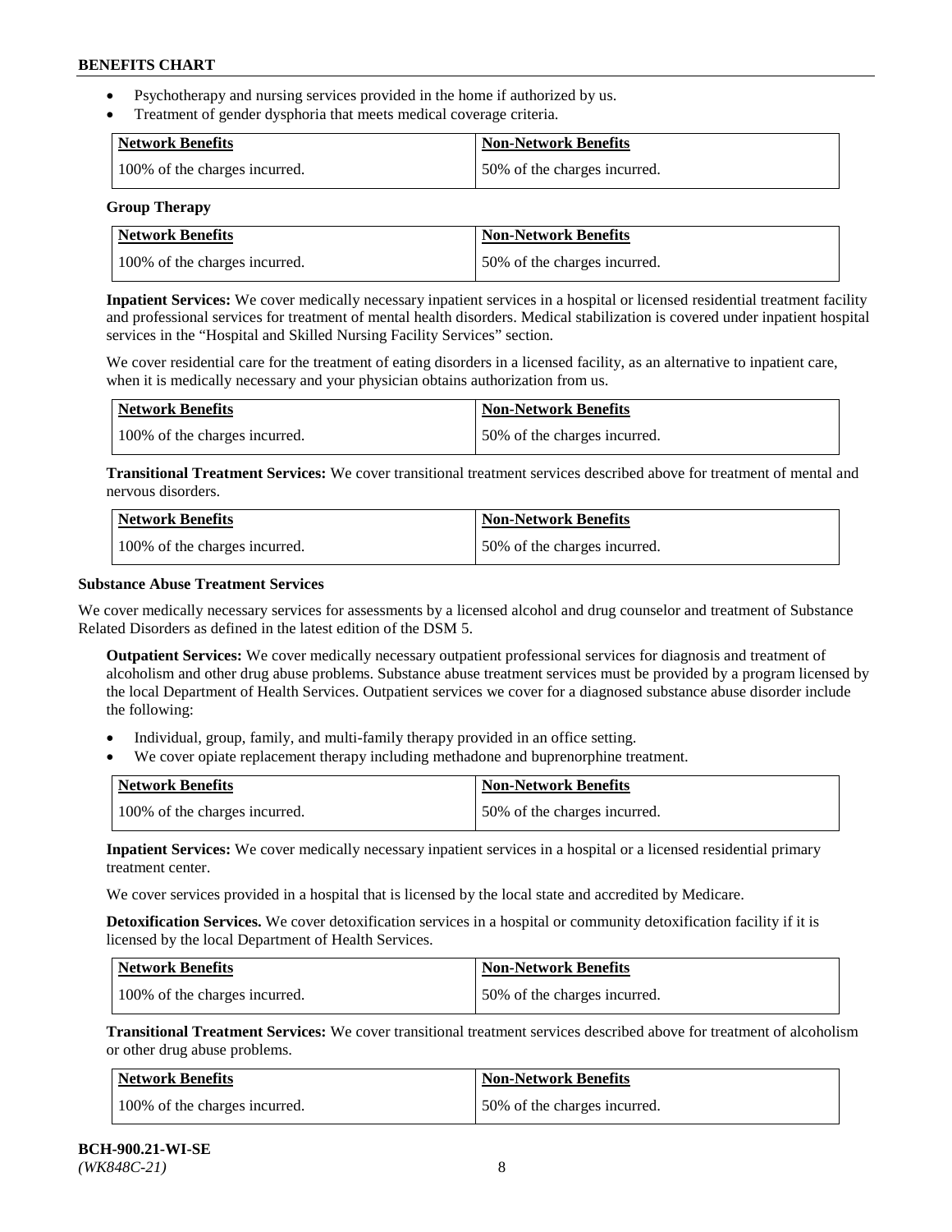- Psychotherapy and nursing services provided in the home if authorized by us.
- Treatment of gender dysphoria that meets medical coverage criteria.

| Network Benefits | Non-Network Benefits |
|---|---|
| 100% of the charges incurred. | 50% of the charges incurred. |

**Group Therapy**

| Network Benefits | Non-Network Benefits |
|---|---|
| 100% of the charges incurred. | 50% of the charges incurred. |

**Inpatient Services:** We cover medically necessary inpatient services in a hospital or licensed residential treatment facility and professional services for treatment of mental health disorders. Medical stabilization is covered under inpatient hospital services in the "Hospital and Skilled Nursing Facility Services" section.

We cover residential care for the treatment of eating disorders in a licensed facility, as an alternative to inpatient care, when it is medically necessary and your physician obtains authorization from us.

| Network Benefits | Non-Network Benefits |
|---|---|
| 100% of the charges incurred. | 50% of the charges incurred. |

**Transitional Treatment Services:** We cover transitional treatment services described above for treatment of mental and nervous disorders.

| Network Benefits | Non-Network Benefits |
|---|---|
| 100% of the charges incurred. | 50% of the charges incurred. |

**Substance Abuse Treatment Services**

We cover medically necessary services for assessments by a licensed alcohol and drug counselor and treatment of Substance Related Disorders as defined in the latest edition of the DSM 5.

**Outpatient Services:** We cover medically necessary outpatient professional services for diagnosis and treatment of alcoholism and other drug abuse problems. Substance abuse treatment services must be provided by a program licensed by the local Department of Health Services. Outpatient services we cover for a diagnosed substance abuse disorder include the following:

- Individual, group, family, and multi-family therapy provided in an office setting.
- We cover opiate replacement therapy including methadone and buprenorphine treatment.

| Network Benefits | Non-Network Benefits |
|---|---|
| 100% of the charges incurred. | 50% of the charges incurred. |

**Inpatient Services:** We cover medically necessary inpatient services in a hospital or a licensed residential primary treatment center.

We cover services provided in a hospital that is licensed by the local state and accredited by Medicare.

**Detoxification Services.** We cover detoxification services in a hospital or community detoxification facility if it is licensed by the local Department of Health Services.

| Network Benefits | Non-Network Benefits |
|---|---|
| 100% of the charges incurred. | 50% of the charges incurred. |

**Transitional Treatment Services:** We cover transitional treatment services described above for treatment of alcoholism or other drug abuse problems.

| Network Benefits | Non-Network Benefits |
|---|---|
| 100% of the charges incurred. | 50% of the charges incurred. |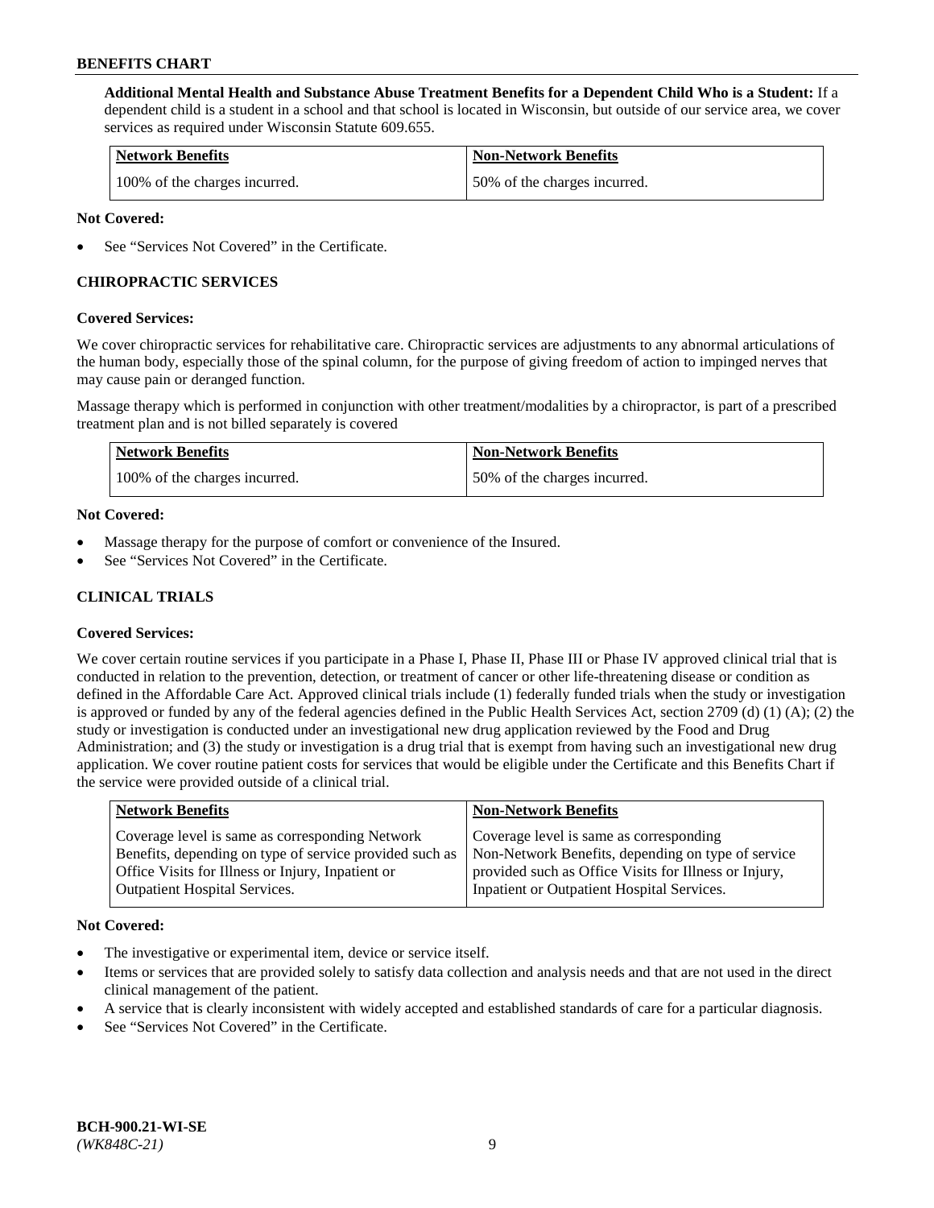**Additional Mental Health and Substance Abuse Treatment Benefits for a Dependent Child Who is a Student:** If a dependent child is a student in a school and that school is located in Wisconsin, but outside of our service area, we cover services as required under Wisconsin Statute 609.655.

| Network Benefits | Non-Network Benefits |
| --- | --- |
| 100% of the charges incurred. | 50% of the charges incurred. |

**Not Covered:**

- See "Services Not Covered" in the Certificate.

## CHIROPRACTIC SERVICES

**Covered Services:**

We cover chiropractic services for rehabilitative care. Chiropractic services are adjustments to any abnormal articulations of the human body, especially those of the spinal column, for the purpose of giving freedom of action to impinged nerves that may cause pain or deranged function.

Massage therapy which is performed in conjunction with other treatment/modalities by a chiropractor, is part of a prescribed treatment plan and is not billed separately is covered

| Network Benefits | Non-Network Benefits |
| --- | --- |
| 100% of the charges incurred. | 50% of the charges incurred. |

**Not Covered:**

- Massage therapy for the purpose of comfort or convenience of the Insured.
- See "Services Not Covered" in the Certificate.

## CLINICAL TRIALS

**Covered Services:**

We cover certain routine services if you participate in a Phase I, Phase II, Phase III or Phase IV approved clinical trial that is conducted in relation to the prevention, detection, or treatment of cancer or other life-threatening disease or condition as defined in the Affordable Care Act. Approved clinical trials include (1) federally funded trials when the study or investigation is approved or funded by any of the federal agencies defined in the Public Health Services Act, section 2709 (d) (1) (A); (2) the study or investigation is conducted under an investigational new drug application reviewed by the Food and Drug Administration; and (3) the study or investigation is a drug trial that is exempt from having such an investigational new drug application. We cover routine patient costs for services that would be eligible under the Certificate and this Benefits Chart if the service were provided outside of a clinical trial.

| Network Benefits | Non-Network Benefits |
| --- | --- |
| Coverage level is same as corresponding Network Benefits, depending on type of service provided such as Office Visits for Illness or Injury, Inpatient or Outpatient Hospital Services. | Coverage level is same as corresponding Non-Network Benefits, depending on type of service provided such as Office Visits for Illness or Injury, Inpatient or Outpatient Hospital Services. |

**Not Covered:**

- The investigative or experimental item, device or service itself.
- Items or services that are provided solely to satisfy data collection and analysis needs and that are not used in the direct clinical management of the patient.
- A service that is clearly inconsistent with widely accepted and established standards of care for a particular diagnosis.
- See "Services Not Covered" in the Certificate.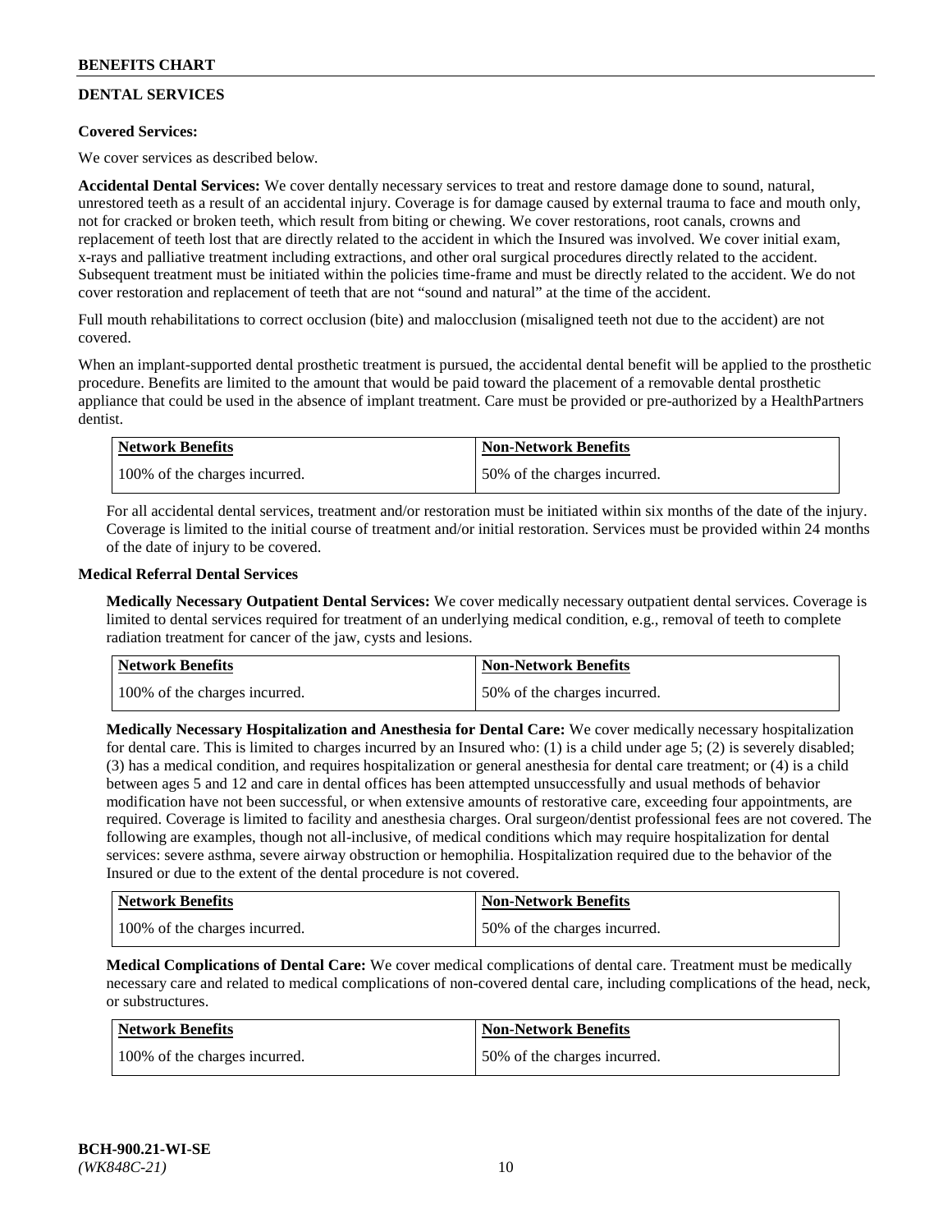## DENTAL SERVICES

**Covered Services:**

We cover services as described below.

**Accidental Dental Services:** We cover dentally necessary services to treat and restore damage done to sound, natural, unrestored teeth as a result of an accidental injury. Coverage is for damage caused by external trauma to face and mouth only, not for cracked or broken teeth, which result from biting or chewing. We cover restorations, root canals, crowns and replacement of teeth lost that are directly related to the accident in which the Insured was involved. We cover initial exam, x-rays and palliative treatment including extractions, and other oral surgical procedures directly related to the accident. Subsequent treatment must be initiated within the policies time-frame and must be directly related to the accident. We do not cover restoration and replacement of teeth that are not "sound and natural" at the time of the accident.

Full mouth rehabilitations to correct occlusion (bite) and malocclusion (misaligned teeth not due to the accident) are not covered.

When an implant-supported dental prosthetic treatment is pursued, the accidental dental benefit will be applied to the prosthetic procedure. Benefits are limited to the amount that would be paid toward the placement of a removable dental prosthetic appliance that could be used in the absence of implant treatment. Care must be provided or pre-authorized by a HealthPartners dentist.

| Network Benefits | Non-Network Benefits |
|---|---|
| 100% of the charges incurred. | 50% of the charges incurred. |

For all accidental dental services, treatment and/or restoration must be initiated within six months of the date of the injury. Coverage is limited to the initial course of treatment and/or initial restoration. Services must be provided within 24 months of the date of injury to be covered.

**Medical Referral Dental Services**

**Medically Necessary Outpatient Dental Services:** We cover medically necessary outpatient dental services. Coverage is limited to dental services required for treatment of an underlying medical condition, e.g., removal of teeth to complete radiation treatment for cancer of the jaw, cysts and lesions.

| Network Benefits | Non-Network Benefits |
|---|---|
| 100% of the charges incurred. | 50% of the charges incurred. |

**Medically Necessary Hospitalization and Anesthesia for Dental Care:** We cover medically necessary hospitalization for dental care. This is limited to charges incurred by an Insured who: (1) is a child under age 5; (2) is severely disabled; (3) has a medical condition, and requires hospitalization or general anesthesia for dental care treatment; or (4) is a child between ages 5 and 12 and care in dental offices has been attempted unsuccessfully and usual methods of behavior modification have not been successful, or when extensive amounts of restorative care, exceeding four appointments, are required. Coverage is limited to facility and anesthesia charges. Oral surgeon/dentist professional fees are not covered. The following are examples, though not all-inclusive, of medical conditions which may require hospitalization for dental services: severe asthma, severe airway obstruction or hemophilia. Hospitalization required due to the behavior of the Insured or due to the extent of the dental procedure is not covered.

| Network Benefits | Non-Network Benefits |
|---|---|
| 100% of the charges incurred. | 50% of the charges incurred. |

**Medical Complications of Dental Care:** We cover medical complications of dental care. Treatment must be medically necessary care and related to medical complications of non-covered dental care, including complications of the head, neck, or substructures.

| Network Benefits | Non-Network Benefits |
|---|---|
| 100% of the charges incurred. | 50% of the charges incurred. |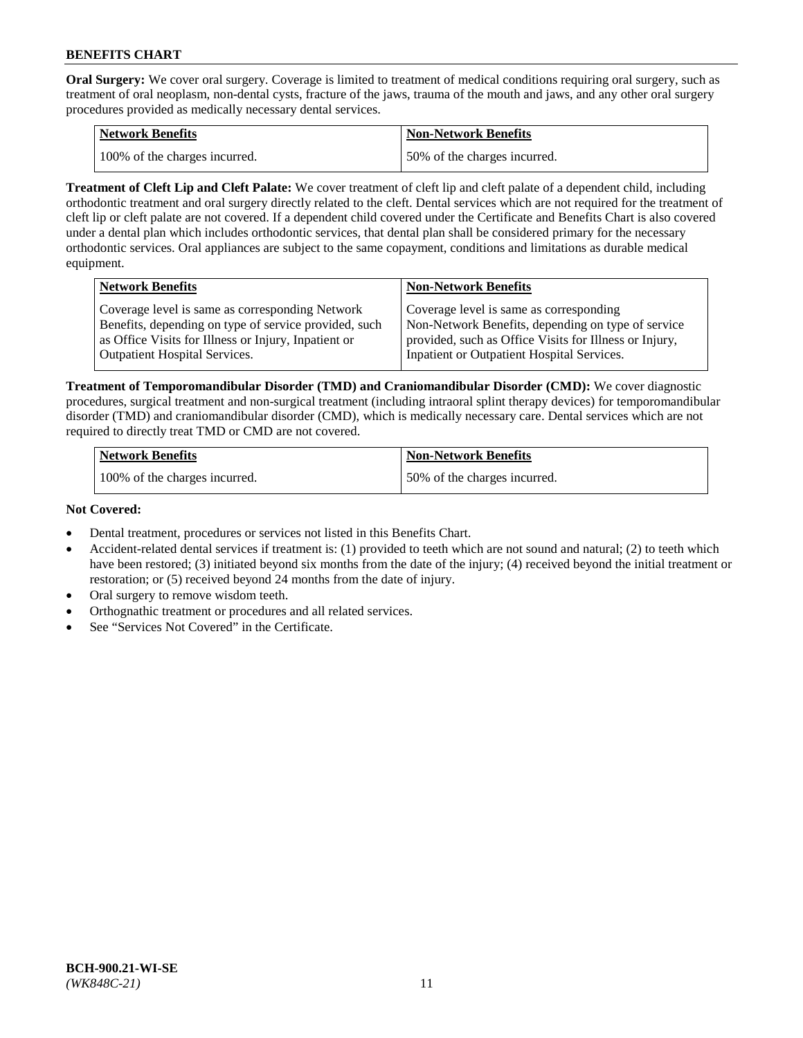**Oral Surgery:** We cover oral surgery. Coverage is limited to treatment of medical conditions requiring oral surgery, such as treatment of oral neoplasm, non-dental cysts, fracture of the jaws, trauma of the mouth and jaws, and any other oral surgery procedures provided as medically necessary dental services.

| Network Benefits | Non-Network Benefits |
|---|---|
| 100% of the charges incurred. | 50% of the charges incurred. |

**Treatment of Cleft Lip and Cleft Palate:** We cover treatment of cleft lip and cleft palate of a dependent child, including orthodontic treatment and oral surgery directly related to the cleft. Dental services which are not required for the treatment of cleft lip or cleft palate are not covered. If a dependent child covered under the Certificate and Benefits Chart is also covered under a dental plan which includes orthodontic services, that dental plan shall be considered primary for the necessary orthodontic services. Oral appliances are subject to the same copayment, conditions and limitations as durable medical equipment.

| Network Benefits | Non-Network Benefits |
|---|---|
| Coverage level is same as corresponding Network Benefits, depending on type of service provided, such as Office Visits for Illness or Injury, Inpatient or Outpatient Hospital Services. | Coverage level is same as corresponding Non-Network Benefits, depending on type of service provided, such as Office Visits for Illness or Injury, Inpatient or Outpatient Hospital Services. |

**Treatment of Temporomandibular Disorder (TMD) and Craniomandibular Disorder (CMD):** We cover diagnostic procedures, surgical treatment and non-surgical treatment (including intraoral splint therapy devices) for temporomandibular disorder (TMD) and craniomandibular disorder (CMD), which is medically necessary care. Dental services which are not required to directly treat TMD or CMD are not covered.

| Network Benefits | Non-Network Benefits |
|---|---|
| 100% of the charges incurred. | 50% of the charges incurred. |

**Not Covered:**

- Dental treatment, procedures or services not listed in this Benefits Chart.
- Accident-related dental services if treatment is: (1) provided to teeth which are not sound and natural; (2) to teeth which have been restored; (3) initiated beyond six months from the date of the injury; (4) received beyond the initial treatment or restoration; or (5) received beyond 24 months from the date of injury.
- Oral surgery to remove wisdom teeth.
- Orthognathic treatment or procedures and all related services.
- See "Services Not Covered" in the Certificate.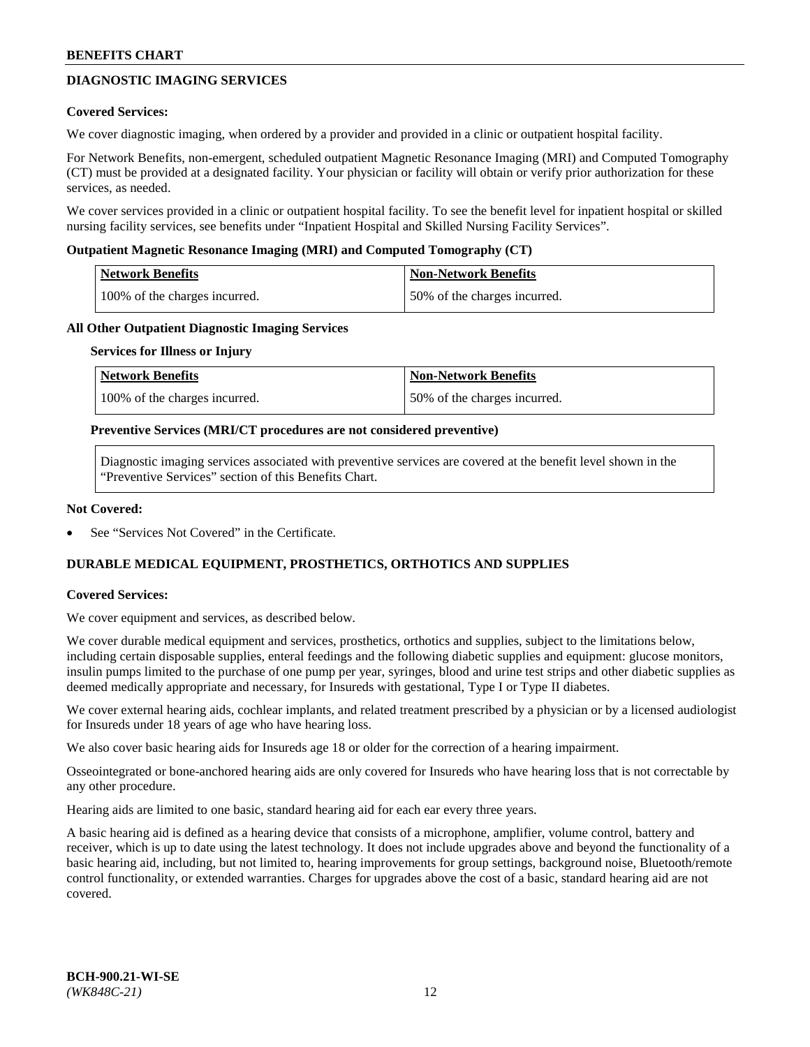## DIAGNOSTIC IMAGING SERVICES

**Covered Services:**

We cover diagnostic imaging, when ordered by a provider and provided in a clinic or outpatient hospital facility.

For Network Benefits, non-emergent, scheduled outpatient Magnetic Resonance Imaging (MRI) and Computed Tomography (CT) must be provided at a designated facility. Your physician or facility will obtain or verify prior authorization for these services, as needed.

We cover services provided in a clinic or outpatient hospital facility. To see the benefit level for inpatient hospital or skilled nursing facility services, see benefits under "Inpatient Hospital and Skilled Nursing Facility Services".

**Outpatient Magnetic Resonance Imaging (MRI) and Computed Tomography (CT)**

| Network Benefits | Non-Network Benefits |
|---|---|
| 100% of the charges incurred. | 50% of the charges incurred. |

**All Other Outpatient Diagnostic Imaging Services**

**Services for Illness or Injury**

| Network Benefits | Non-Network Benefits |
|---|---|
| 100% of the charges incurred. | 50% of the charges incurred. |

**Preventive Services (MRI/CT procedures are not considered preventive)**

Diagnostic imaging services associated with preventive services are covered at the benefit level shown in the "Preventive Services" section of this Benefits Chart.

**Not Covered:**

- See "Services Not Covered" in the Certificate.

## DURABLE MEDICAL EQUIPMENT, PROSTHETICS, ORTHOTICS AND SUPPLIES

**Covered Services:**

We cover equipment and services, as described below.

We cover durable medical equipment and services, prosthetics, orthotics and supplies, subject to the limitations below, including certain disposable supplies, enteral feedings and the following diabetic supplies and equipment: glucose monitors, insulin pumps limited to the purchase of one pump per year, syringes, blood and urine test strips and other diabetic supplies as deemed medically appropriate and necessary, for Insureds with gestational, Type I or Type II diabetes.

We cover external hearing aids, cochlear implants, and related treatment prescribed by a physician or by a licensed audiologist for Insureds under 18 years of age who have hearing loss.

We also cover basic hearing aids for Insureds age 18 or older for the correction of a hearing impairment.

Osseointegrated or bone-anchored hearing aids are only covered for Insureds who have hearing loss that is not correctable by any other procedure.

Hearing aids are limited to one basic, standard hearing aid for each ear every three years.

A basic hearing aid is defined as a hearing device that consists of a microphone, amplifier, volume control, battery and receiver, which is up to date using the latest technology. It does not include upgrades above and beyond the functionality of a basic hearing aid, including, but not limited to, hearing improvements for group settings, background noise, Bluetooth/remote control functionality, or extended warranties. Charges for upgrades above the cost of a basic, standard hearing aid are not covered.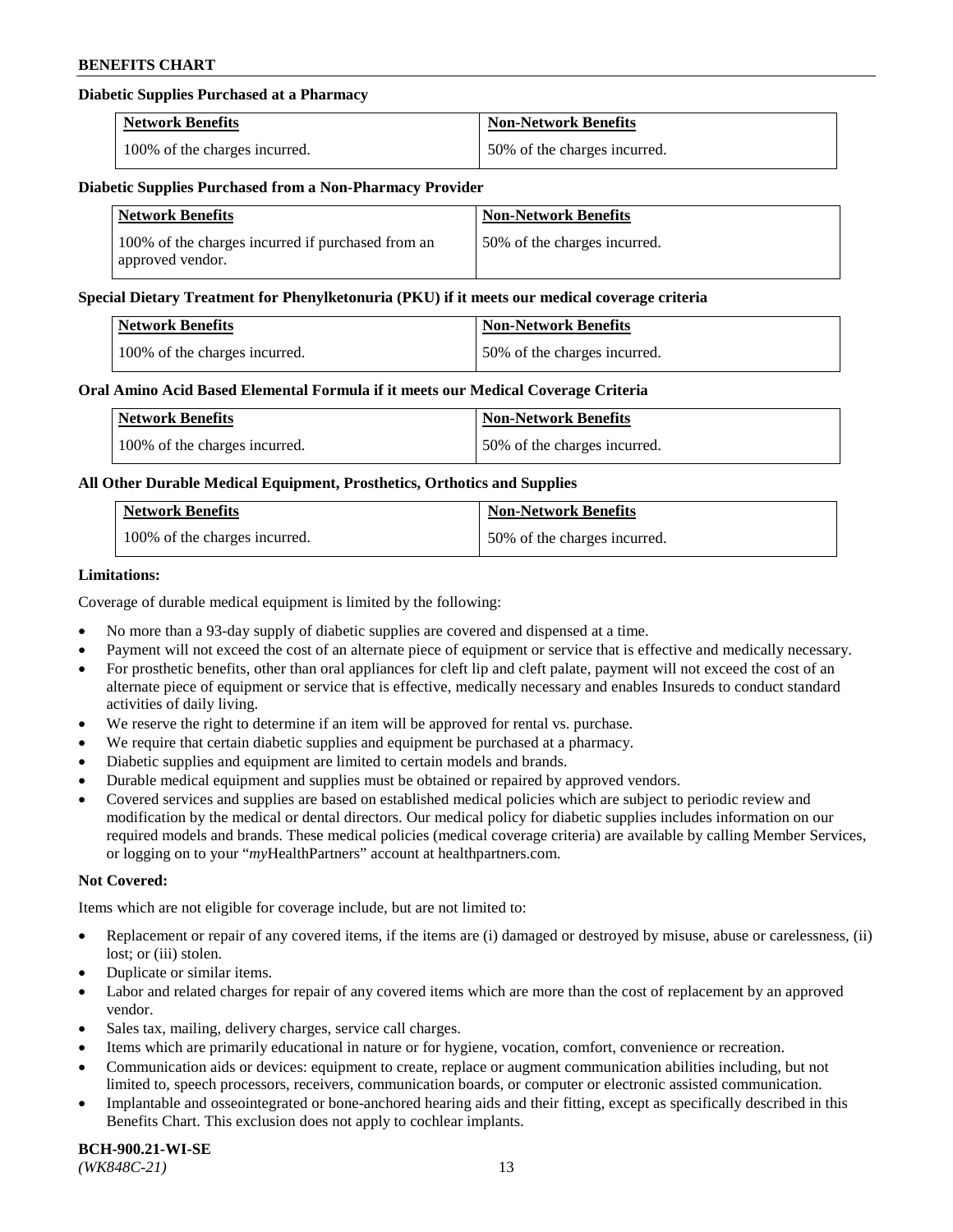**Diabetic Supplies Purchased at a Pharmacy**

| Network Benefits | Non-Network Benefits |
|---|---|
| 100% of the charges incurred. | 50% of the charges incurred. |

**Diabetic Supplies Purchased from a Non-Pharmacy Provider**

| Network Benefits | Non-Network Benefits |
|---|---|
| 100% of the charges incurred if purchased from an approved vendor. | 50% of the charges incurred. |

**Special Dietary Treatment for Phenylketonuria (PKU) if it meets our medical coverage criteria**

| Network Benefits | Non-Network Benefits |
|---|---|
| 100% of the charges incurred. | 50% of the charges incurred. |

**Oral Amino Acid Based Elemental Formula if it meets our Medical Coverage Criteria**

| Network Benefits | Non-Network Benefits |
|---|---|
| 100% of the charges incurred. | 50% of the charges incurred. |

**All Other Durable Medical Equipment, Prosthetics, Orthotics and Supplies**

| Network Benefits | Non-Network Benefits |
|---|---|
| 100% of the charges incurred. | 50% of the charges incurred. |

**Limitations:**

Coverage of durable medical equipment is limited by the following:

- No more than a 93-day supply of diabetic supplies are covered and dispensed at a time.
- Payment will not exceed the cost of an alternate piece of equipment or service that is effective and medically necessary.
- For prosthetic benefits, other than oral appliances for cleft lip and cleft palate, payment will not exceed the cost of an alternate piece of equipment or service that is effective, medically necessary and enables Insureds to conduct standard activities of daily living.
- We reserve the right to determine if an item will be approved for rental vs. purchase.
- We require that certain diabetic supplies and equipment be purchased at a pharmacy.
- Diabetic supplies and equipment are limited to certain models and brands.
- Durable medical equipment and supplies must be obtained or repaired by approved vendors.
- Covered services and supplies are based on established medical policies which are subject to periodic review and modification by the medical or dental directors. Our medical policy for diabetic supplies includes information on our required models and brands. These medical policies (medical coverage criteria) are available by calling Member Services, or logging on to your "*my*HealthPartners" account at healthpartners.com.

**Not Covered:**

Items which are not eligible for coverage include, but are not limited to:

- Replacement or repair of any covered items, if the items are (i) damaged or destroyed by misuse, abuse or carelessness, (ii) lost; or (iii) stolen.
- Duplicate or similar items.
- Labor and related charges for repair of any covered items which are more than the cost of replacement by an approved vendor.
- Sales tax, mailing, delivery charges, service call charges.
- Items which are primarily educational in nature or for hygiene, vocation, comfort, convenience or recreation.
- Communication aids or devices: equipment to create, replace or augment communication abilities including, but not limited to, speech processors, receivers, communication boards, or computer or electronic assisted communication.
- Implantable and osseointegrated or bone-anchored hearing aids and their fitting, except as specifically described in this Benefits Chart. This exclusion does not apply to cochlear implants.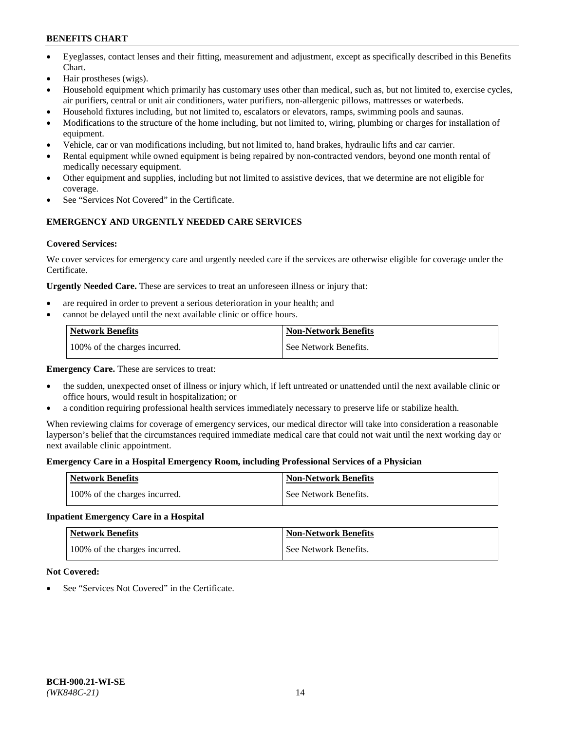- Eyeglasses, contact lenses and their fitting, measurement and adjustment, except as specifically described in this Benefits Chart.
- Hair prostheses (wigs).
- Household equipment which primarily has customary uses other than medical, such as, but not limited to, exercise cycles, air purifiers, central or unit air conditioners, water purifiers, non-allergenic pillows, mattresses or waterbeds.
- Household fixtures including, but not limited to, escalators or elevators, ramps, swimming pools and saunas.
- Modifications to the structure of the home including, but not limited to, wiring, plumbing or charges for installation of equipment.
- Vehicle, car or van modifications including, but not limited to, hand brakes, hydraulic lifts and car carrier.
- Rental equipment while owned equipment is being repaired by non-contracted vendors, beyond one month rental of medically necessary equipment.
- Other equipment and supplies, including but not limited to assistive devices, that we determine are not eligible for coverage.
- See "Services Not Covered" in the Certificate.

## EMERGENCY AND URGENTLY NEEDED CARE SERVICES

**Covered Services:**

We cover services for emergency care and urgently needed care if the services are otherwise eligible for coverage under the Certificate.

**Urgently Needed Care.** These are services to treat an unforeseen illness or injury that:

- are required in order to prevent a serious deterioration in your health; and
- cannot be delayed until the next available clinic or office hours.

| Network Benefits | Non-Network Benefits |
|---|---|
| 100% of the charges incurred. | See Network Benefits. |

**Emergency Care.** These are services to treat:

- the sudden, unexpected onset of illness or injury which, if left untreated or unattended until the next available clinic or office hours, would result in hospitalization; or
- a condition requiring professional health services immediately necessary to preserve life or stabilize health.

When reviewing claims for coverage of emergency services, our medical director will take into consideration a reasonable layperson's belief that the circumstances required immediate medical care that could not wait until the next working day or next available clinic appointment.

**Emergency Care in a Hospital Emergency Room, including Professional Services of a Physician**

| Network Benefits | Non-Network Benefits |
|---|---|
| 100% of the charges incurred. | See Network Benefits. |

**Inpatient Emergency Care in a Hospital**

| Network Benefits | Non-Network Benefits |
|---|---|
| 100% of the charges incurred. | See Network Benefits. |

**Not Covered:**

- See "Services Not Covered" in the Certificate.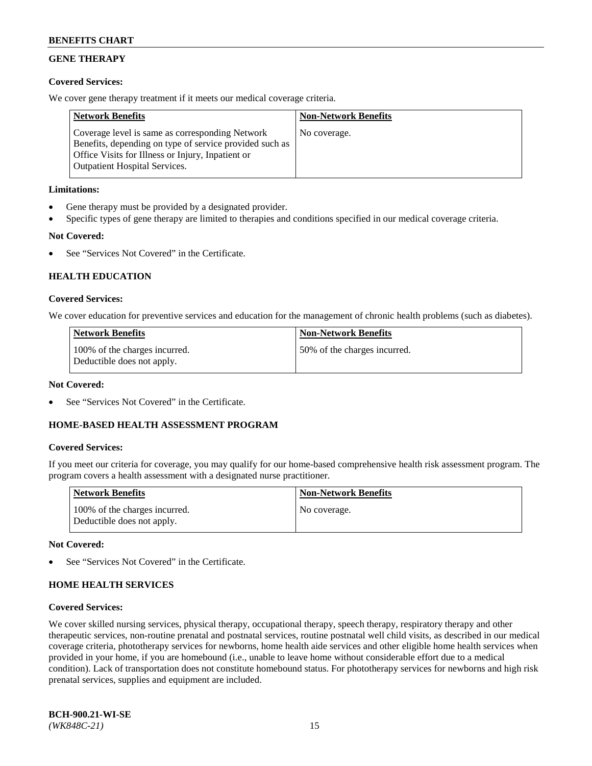## GENE THERAPY

**Covered Services:**

We cover gene therapy treatment if it meets our medical coverage criteria.

| Network Benefits | Non-Network Benefits |
|---|---|
| Coverage level is same as corresponding Network Benefits, depending on type of service provided such as Office Visits for Illness or Injury, Inpatient or Outpatient Hospital Services. | No coverage. |

**Limitations:**

- Gene therapy must be provided by a designated provider.
- Specific types of gene therapy are limited to therapies and conditions specified in our medical coverage criteria.

**Not Covered:**

- See "Services Not Covered" in the Certificate.

## HEALTH EDUCATION

**Covered Services:**

We cover education for preventive services and education for the management of chronic health problems (such as diabetes).

| Network Benefits | Non-Network Benefits |
|---|---|
| 100% of the charges incurred. Deductible does not apply. | 50% of the charges incurred. |

**Not Covered:**

- See "Services Not Covered" in the Certificate.

## HOME-BASED HEALTH ASSESSMENT PROGRAM

**Covered Services:**

If you meet our criteria for coverage, you may qualify for our home-based comprehensive health risk assessment program. The program covers a health assessment with a designated nurse practitioner.

| Network Benefits | Non-Network Benefits |
|---|---|
| 100% of the charges incurred. Deductible does not apply. | No coverage. |

**Not Covered:**

- See "Services Not Covered" in the Certificate.

## HOME HEALTH SERVICES

**Covered Services:**

We cover skilled nursing services, physical therapy, occupational therapy, speech therapy, respiratory therapy and other therapeutic services, non-routine prenatal and postnatal services, routine postnatal well child visits, as described in our medical coverage criteria, phototherapy services for newborns, home health aide services and other eligible home health services when provided in your home, if you are homebound (i.e., unable to leave home without considerable effort due to a medical condition). Lack of transportation does not constitute homebound status. For phototherapy services for newborns and high risk prenatal services, supplies and equipment are included.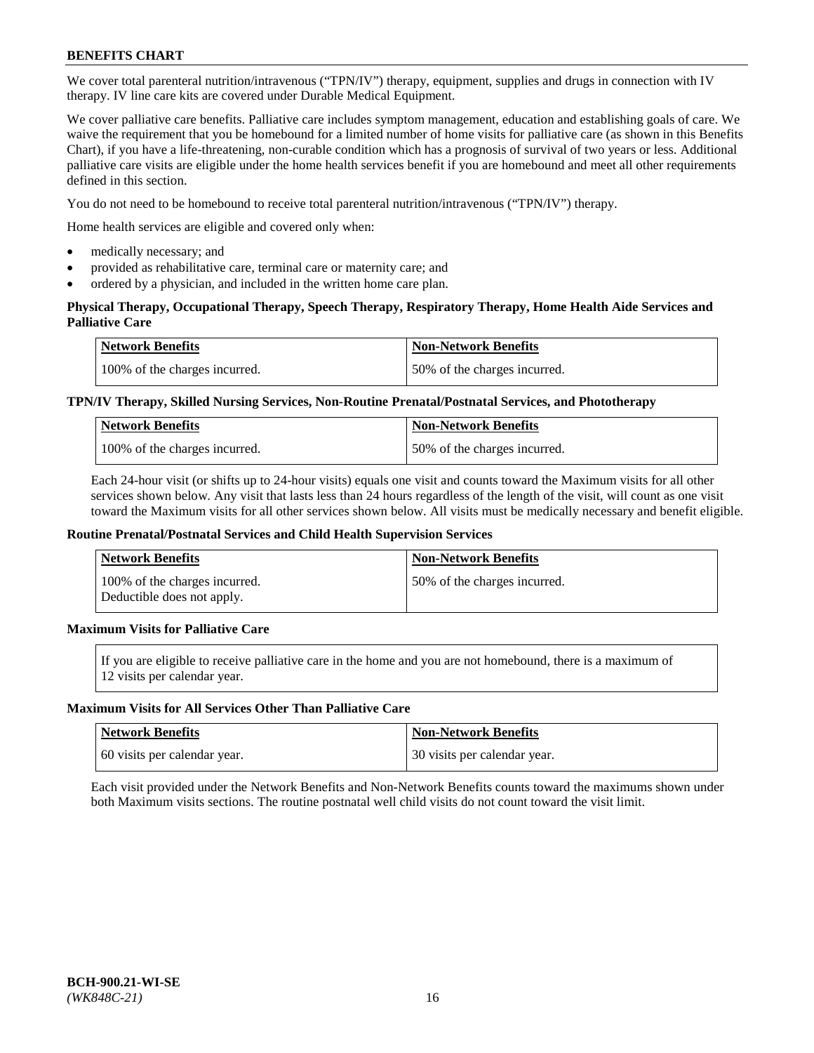We cover total parenteral nutrition/intravenous ("TPN/IV") therapy, equipment, supplies and drugs in connection with IV therapy. IV line care kits are covered under Durable Medical Equipment.

We cover palliative care benefits. Palliative care includes symptom management, education and establishing goals of care. We waive the requirement that you be homebound for a limited number of home visits for palliative care (as shown in this Benefits Chart), if you have a life-threatening, non-curable condition which has a prognosis of survival of two years or less. Additional palliative care visits are eligible under the home health services benefit if you are homebound and meet all other requirements defined in this section.

You do not need to be homebound to receive total parenteral nutrition/intravenous ("TPN/IV") therapy.

Home health services are eligible and covered only when:

- medically necessary; and
- provided as rehabilitative care, terminal care or maternity care; and
- ordered by a physician, and included in the written home care plan.

**Physical Therapy, Occupational Therapy, Speech Therapy, Respiratory Therapy, Home Health Aide Services and Palliative Care**

| Network Benefits | Non-Network Benefits |
|---|---|
| 100% of the charges incurred. | 50% of the charges incurred. |

**TPN/IV Therapy, Skilled Nursing Services, Non-Routine Prenatal/Postnatal Services, and Phototherapy**

| Network Benefits | Non-Network Benefits |
|---|---|
| 100% of the charges incurred. | 50% of the charges incurred. |

Each 24-hour visit (or shifts up to 24-hour visits) equals one visit and counts toward the Maximum visits for all other services shown below. Any visit that lasts less than 24 hours regardless of the length of the visit, will count as one visit toward the Maximum visits for all other services shown below. All visits must be medically necessary and benefit eligible.

**Routine Prenatal/Postnatal Services and Child Health Supervision Services**

| Network Benefits | Non-Network Benefits |
|---|---|
| 100% of the charges incurred. Deductible does not apply. | 50% of the charges incurred. |

**Maximum Visits for Palliative Care**

If you are eligible to receive palliative care in the home and you are not homebound, there is a maximum of 12 visits per calendar year.

**Maximum Visits for All Services Other Than Palliative Care**

| Network Benefits | Non-Network Benefits |
|---|---|
| 60 visits per calendar year. | 30 visits per calendar year. |

Each visit provided under the Network Benefits and Non-Network Benefits counts toward the maximums shown under both Maximum visits sections. The routine postnatal well child visits do not count toward the visit limit.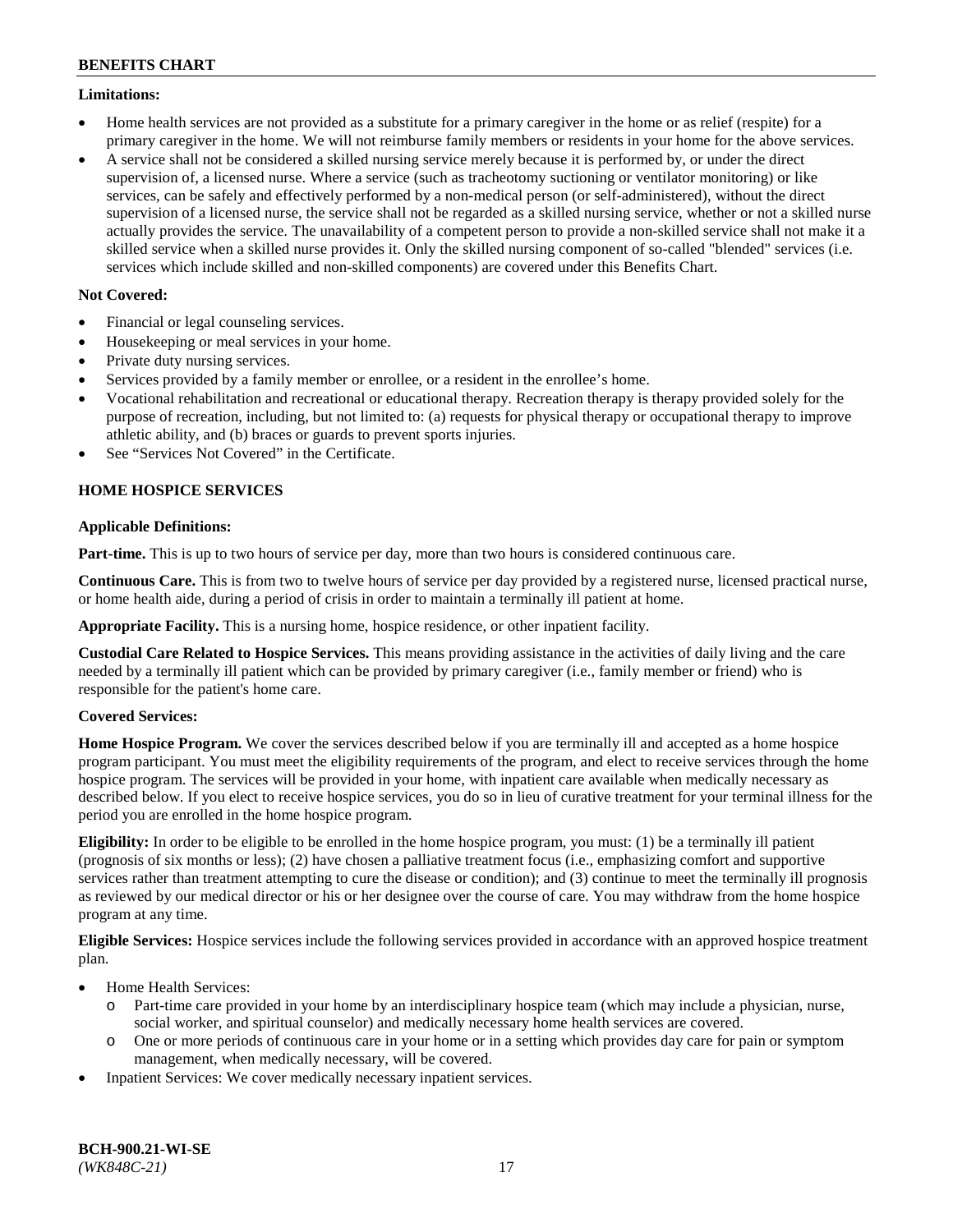**Limitations:**

- Home health services are not provided as a substitute for a primary caregiver in the home or as relief (respite) for a primary caregiver in the home. We will not reimburse family members or residents in your home for the above services.
- A service shall not be considered a skilled nursing service merely because it is performed by, or under the direct supervision of, a licensed nurse. Where a service (such as tracheotomy suctioning or ventilator monitoring) or like services, can be safely and effectively performed by a non-medical person (or self-administered), without the direct supervision of a licensed nurse, the service shall not be regarded as a skilled nursing service, whether or not a skilled nurse actually provides the service. The unavailability of a competent person to provide a non-skilled service shall not make it a skilled service when a skilled nurse provides it. Only the skilled nursing component of so-called "blended" services (i.e. services which include skilled and non-skilled components) are covered under this Benefits Chart.

**Not Covered:**

- Financial or legal counseling services.
- Housekeeping or meal services in your home.
- Private duty nursing services.
- Services provided by a family member or enrollee, or a resident in the enrollee's home.
- Vocational rehabilitation and recreational or educational therapy. Recreation therapy is therapy provided solely for the purpose of recreation, including, but not limited to: (a) requests for physical therapy or occupational therapy to improve athletic ability, and (b) braces or guards to prevent sports injuries.
- See "Services Not Covered" in the Certificate.

## HOME HOSPICE SERVICES

**Applicable Definitions:**

**Part-time.** This is up to two hours of service per day, more than two hours is considered continuous care.

**Continuous Care.** This is from two to twelve hours of service per day provided by a registered nurse, licensed practical nurse, or home health aide, during a period of crisis in order to maintain a terminally ill patient at home.

**Appropriate Facility.** This is a nursing home, hospice residence, or other inpatient facility.

**Custodial Care Related to Hospice Services.** This means providing assistance in the activities of daily living and the care needed by a terminally ill patient which can be provided by primary caregiver (i.e., family member or friend) who is responsible for the patient's home care.

**Covered Services:**

**Home Hospice Program.** We cover the services described below if you are terminally ill and accepted as a home hospice program participant. You must meet the eligibility requirements of the program, and elect to receive services through the home hospice program. The services will be provided in your home, with inpatient care available when medically necessary as described below. If you elect to receive hospice services, you do so in lieu of curative treatment for your terminal illness for the period you are enrolled in the home hospice program.

**Eligibility:** In order to be eligible to be enrolled in the home hospice program, you must: (1) be a terminally ill patient (prognosis of six months or less); (2) have chosen a palliative treatment focus (i.e., emphasizing comfort and supportive services rather than treatment attempting to cure the disease or condition); and (3) continue to meet the terminally ill prognosis as reviewed by our medical director or his or her designee over the course of care. You may withdraw from the home hospice program at any time.

**Eligible Services:** Hospice services include the following services provided in accordance with an approved hospice treatment plan.

- Home Health Services:
  - Part-time care provided in your home by an interdisciplinary hospice team (which may include a physician, nurse, social worker, and spiritual counselor) and medically necessary home health services are covered.
  - One or more periods of continuous care in your home or in a setting which provides day care for pain or symptom management, when medically necessary, will be covered.
- Inpatient Services: We cover medically necessary inpatient services.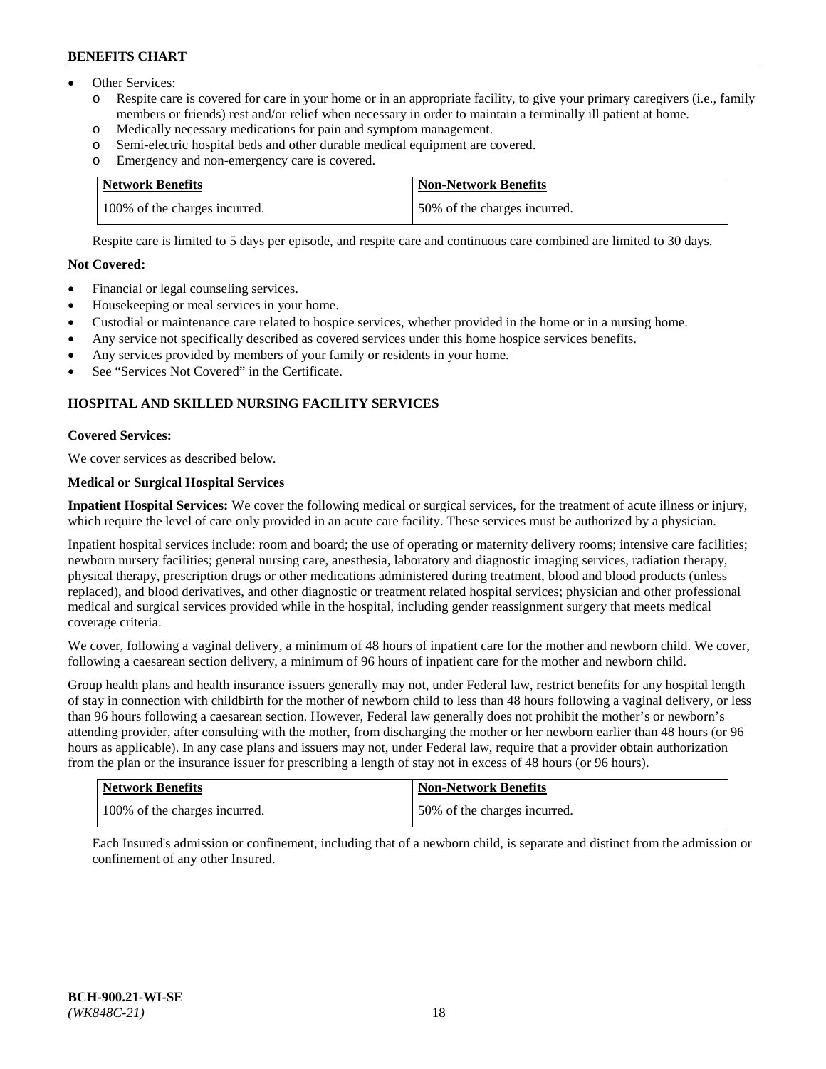- Other Services:
  - o Respite care is covered for care in your home or in an appropriate facility, to give your primary caregivers (i.e., family members or friends) rest and/or relief when necessary in order to maintain a terminally ill patient at home.
  - o Medically necessary medications for pain and symptom management.
  - o Semi-electric hospital beds and other durable medical equipment are covered.
  - o Emergency and non-emergency care is covered.

| Network Benefits | Non-Network Benefits |
|---|---|
| 100% of the charges incurred. | 50% of the charges incurred. |

Respite care is limited to 5 days per episode, and respite care and continuous care combined are limited to 30 days.

**Not Covered:**

- Financial or legal counseling services.
- Housekeeping or meal services in your home.
- Custodial or maintenance care related to hospice services, whether provided in the home or in a nursing home.
- Any service not specifically described as covered services under this home hospice services benefits.
- Any services provided by members of your family or residents in your home.
- See "Services Not Covered" in the Certificate.

## HOSPITAL AND SKILLED NURSING FACILITY SERVICES

**Covered Services:**

We cover services as described below.

**Medical or Surgical Hospital Services**

**Inpatient Hospital Services:** We cover the following medical or surgical services, for the treatment of acute illness or injury, which require the level of care only provided in an acute care facility. These services must be authorized by a physician.

Inpatient hospital services include: room and board; the use of operating or maternity delivery rooms; intensive care facilities; newborn nursery facilities; general nursing care, anesthesia, laboratory and diagnostic imaging services, radiation therapy, physical therapy, prescription drugs or other medications administered during treatment, blood and blood products (unless replaced), and blood derivatives, and other diagnostic or treatment related hospital services; physician and other professional medical and surgical services provided while in the hospital, including gender reassignment surgery that meets medical coverage criteria.

We cover, following a vaginal delivery, a minimum of 48 hours of inpatient care for the mother and newborn child. We cover, following a caesarean section delivery, a minimum of 96 hours of inpatient care for the mother and newborn child.

Group health plans and health insurance issuers generally may not, under Federal law, restrict benefits for any hospital length of stay in connection with childbirth for the mother of newborn child to less than 48 hours following a vaginal delivery, or less than 96 hours following a caesarean section. However, Federal law generally does not prohibit the mother's or newborn's attending provider, after consulting with the mother, from discharging the mother or her newborn earlier than 48 hours (or 96 hours as applicable). In any case plans and issuers may not, under Federal law, require that a provider obtain authorization from the plan or the insurance issuer for prescribing a length of stay not in excess of 48 hours (or 96 hours).

| Network Benefits | Non-Network Benefits |
|---|---|
| 100% of the charges incurred. | 50% of the charges incurred. |

Each Insured's admission or confinement, including that of a newborn child, is separate and distinct from the admission or confinement of any other Insured.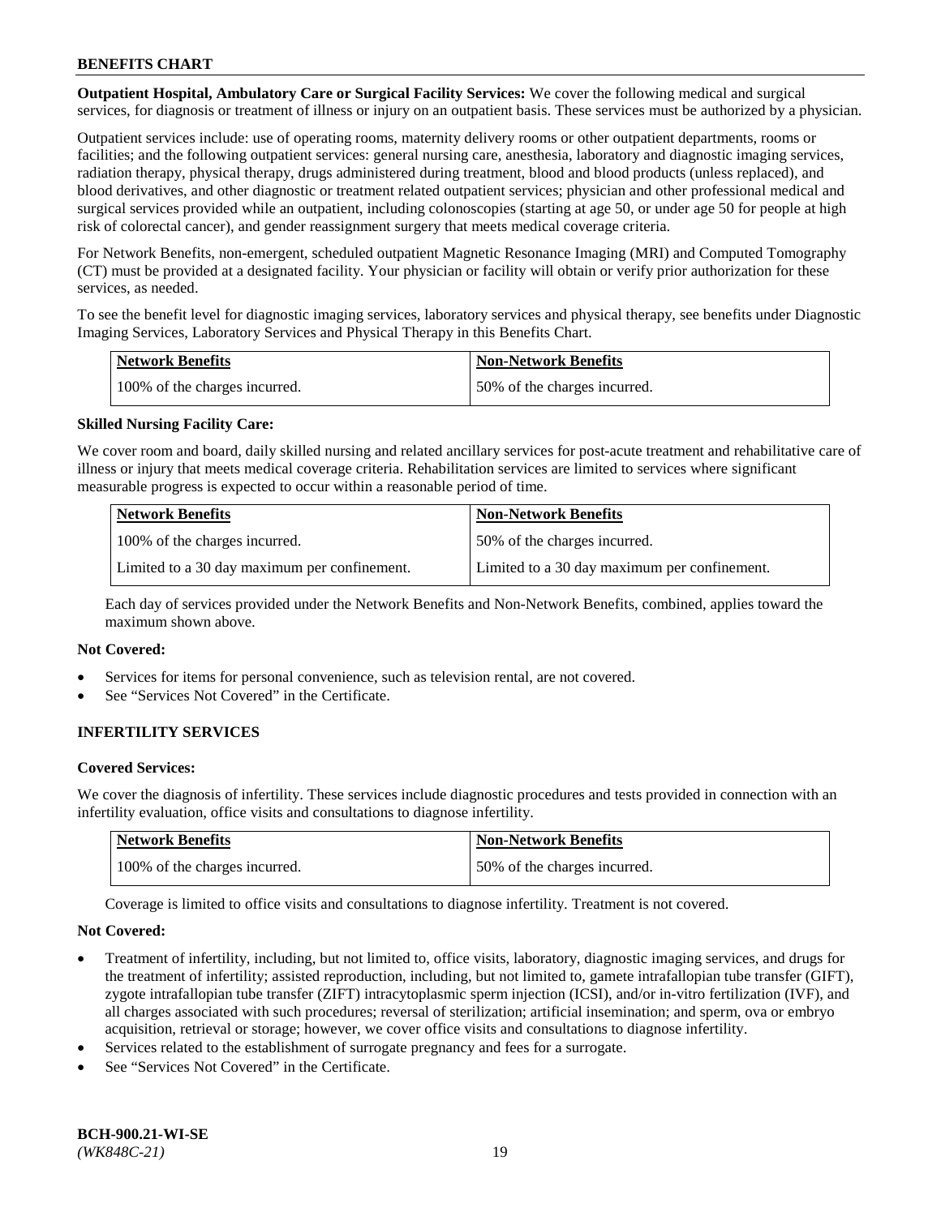**Outpatient Hospital, Ambulatory Care or Surgical Facility Services:** We cover the following medical and surgical services, for diagnosis or treatment of illness or injury on an outpatient basis. These services must be authorized by a physician.

Outpatient services include: use of operating rooms, maternity delivery rooms or other outpatient departments, rooms or facilities; and the following outpatient services: general nursing care, anesthesia, laboratory and diagnostic imaging services, radiation therapy, physical therapy, drugs administered during treatment, blood and blood products (unless replaced), and blood derivatives, and other diagnostic or treatment related outpatient services; physician and other professional medical and surgical services provided while an outpatient, including colonoscopies (starting at age 50, or under age 50 for people at high risk of colorectal cancer), and gender reassignment surgery that meets medical coverage criteria.

For Network Benefits, non-emergent, scheduled outpatient Magnetic Resonance Imaging (MRI) and Computed Tomography (CT) must be provided at a designated facility. Your physician or facility will obtain or verify prior authorization for these services, as needed.

To see the benefit level for diagnostic imaging services, laboratory services and physical therapy, see benefits under Diagnostic Imaging Services, Laboratory Services and Physical Therapy in this Benefits Chart.

| Network Benefits | Non-Network Benefits |
|---|---|
| 100% of the charges incurred. | 50% of the charges incurred. |

**Skilled Nursing Facility Care:**

We cover room and board, daily skilled nursing and related ancillary services for post-acute treatment and rehabilitative care of illness or injury that meets medical coverage criteria. Rehabilitation services are limited to services where significant measurable progress is expected to occur within a reasonable period of time.

| Network Benefits | Non-Network Benefits |
|---|---|
| 100% of the charges incurred. | 50% of the charges incurred. |
| Limited to a 30 day maximum per confinement. | Limited to a 30 day maximum per confinement. |

Each day of services provided under the Network Benefits and Non-Network Benefits, combined, applies toward the maximum shown above.

**Not Covered:**

- Services for items for personal convenience, such as television rental, are not covered.
- See "Services Not Covered" in the Certificate.

## INFERTILITY SERVICES

**Covered Services:**

We cover the diagnosis of infertility. These services include diagnostic procedures and tests provided in connection with an infertility evaluation, office visits and consultations to diagnose infertility.

| Network Benefits | Non-Network Benefits |
|---|---|
| 100% of the charges incurred. | 50% of the charges incurred. |

Coverage is limited to office visits and consultations to diagnose infertility. Treatment is not covered.

**Not Covered:**

- Treatment of infertility, including, but not limited to, office visits, laboratory, diagnostic imaging services, and drugs for the treatment of infertility; assisted reproduction, including, but not limited to, gamete intrafallopian tube transfer (GIFT), zygote intrafallopian tube transfer (ZIFT) intracytoplasmic sperm injection (ICSI), and/or in-vitro fertilization (IVF), and all charges associated with such procedures; reversal of sterilization; artificial insemination; and sperm, ova or embryo acquisition, retrieval or storage; however, we cover office visits and consultations to diagnose infertility.
- Services related to the establishment of surrogate pregnancy and fees for a surrogate.
- See "Services Not Covered" in the Certificate.

**BCH-900.21-WI-SE**
*(WK848C-21)*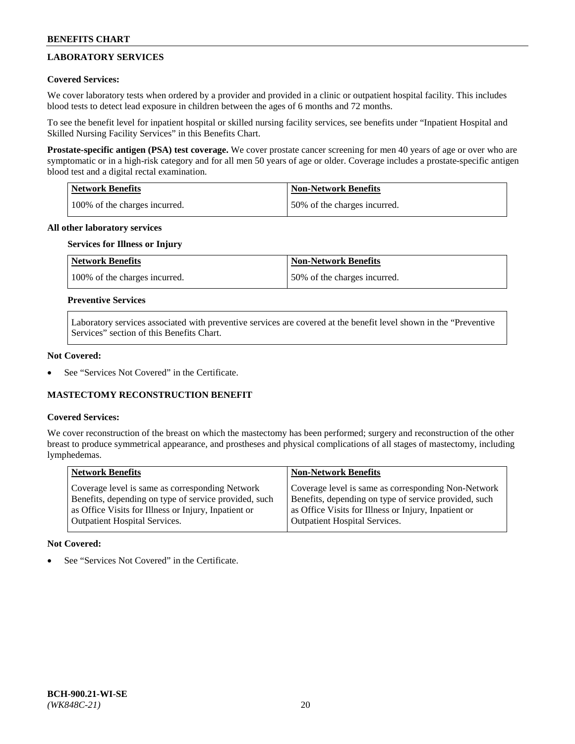## LABORATORY SERVICES

**Covered Services:**

We cover laboratory tests when ordered by a provider and provided in a clinic or outpatient hospital facility. This includes blood tests to detect lead exposure in children between the ages of 6 months and 72 months.

To see the benefit level for inpatient hospital or skilled nursing facility services, see benefits under "Inpatient Hospital and Skilled Nursing Facility Services" in this Benefits Chart.

**Prostate-specific antigen (PSA) test coverage.** We cover prostate cancer screening for men 40 years of age or over who are symptomatic or in a high-risk category and for all men 50 years of age or older. Coverage includes a prostate-specific antigen blood test and a digital rectal examination.

| Network Benefits | Non-Network Benefits |
|---|---|
| 100% of the charges incurred. | 50% of the charges incurred. |

**All other laboratory services**

**Services for Illness or Injury**

| Network Benefits | Non-Network Benefits |
|---|---|
| 100% of the charges incurred. | 50% of the charges incurred. |

**Preventive Services**

Laboratory services associated with preventive services are covered at the benefit level shown in the "Preventive Services" section of this Benefits Chart.

**Not Covered:**

- See "Services Not Covered" in the Certificate.

## MASTECTOMY RECONSTRUCTION BENEFIT

**Covered Services:**

We cover reconstruction of the breast on which the mastectomy has been performed; surgery and reconstruction of the other breast to produce symmetrical appearance, and prostheses and physical complications of all stages of mastectomy, including lymphedemas.

| Network Benefits | Non-Network Benefits |
|---|---|
| Coverage level is same as corresponding Network Benefits, depending on type of service provided, such as Office Visits for Illness or Injury, Inpatient or Outpatient Hospital Services. | Coverage level is same as corresponding Non-Network Benefits, depending on type of service provided, such as Office Visits for Illness or Injury, Inpatient or Outpatient Hospital Services. |

**Not Covered:**

- See "Services Not Covered" in the Certificate.

BCH-900.21-WI-SE
*(WK848C-21)*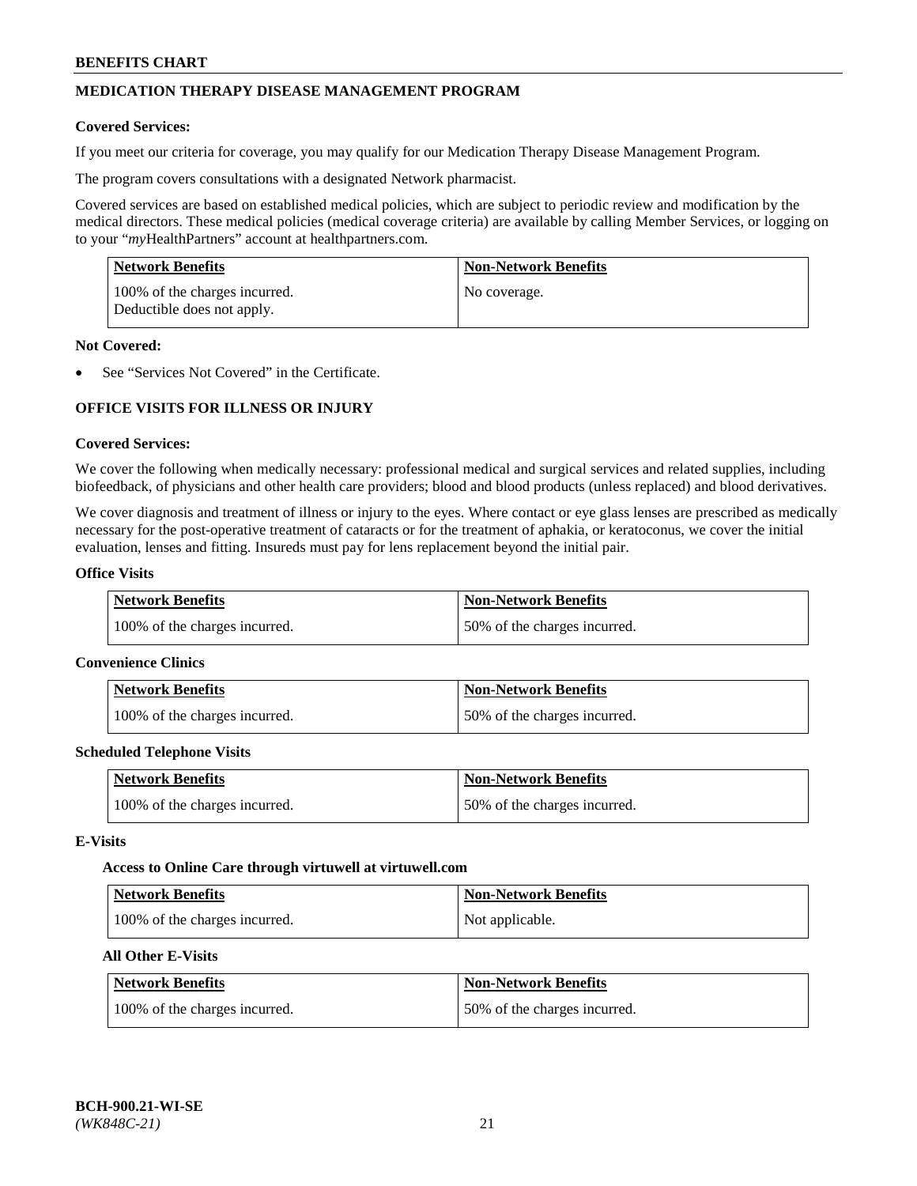## MEDICATION THERAPY DISEASE MANAGEMENT PROGRAM

**Covered Services:**

If you meet our criteria for coverage, you may qualify for our Medication Therapy Disease Management Program.

The program covers consultations with a designated Network pharmacist.

Covered services are based on established medical policies, which are subject to periodic review and modification by the medical directors. These medical policies (medical coverage criteria) are available by calling Member Services, or logging on to your "*my*HealthPartners" account at healthpartners.com.

| Network Benefits | Non-Network Benefits |
|---|---|
| 100% of the charges incurred. Deductible does not apply. | No coverage. |

**Not Covered:**

- See "Services Not Covered" in the Certificate.

## OFFICE VISITS FOR ILLNESS OR INJURY

**Covered Services:**

We cover the following when medically necessary: professional medical and surgical services and related supplies, including biofeedback, of physicians and other health care providers; blood and blood products (unless replaced) and blood derivatives.

We cover diagnosis and treatment of illness or injury to the eyes. Where contact or eye glass lenses are prescribed as medically necessary for the post-operative treatment of cataracts or for the treatment of aphakia, or keratoconus, we cover the initial evaluation, lenses and fitting. Insureds must pay for lens replacement beyond the initial pair.

**Office Visits**

| Network Benefits | Non-Network Benefits |
|---|---|
| 100% of the charges incurred. | 50% of the charges incurred. |

**Convenience Clinics**

| Network Benefits | Non-Network Benefits |
|---|---|
| 100% of the charges incurred. | 50% of the charges incurred. |

**Scheduled Telephone Visits**

| Network Benefits | Non-Network Benefits |
|---|---|
| 100% of the charges incurred. | 50% of the charges incurred. |

**E-Visits**

**Access to Online Care through virtuwell at virtuwell.com**

| Network Benefits | Non-Network Benefits |
|---|---|
| 100% of the charges incurred. | Not applicable. |

**All Other E-Visits**

| Network Benefits | Non-Network Benefits |
|---|---|
| 100% of the charges incurred. | 50% of the charges incurred. |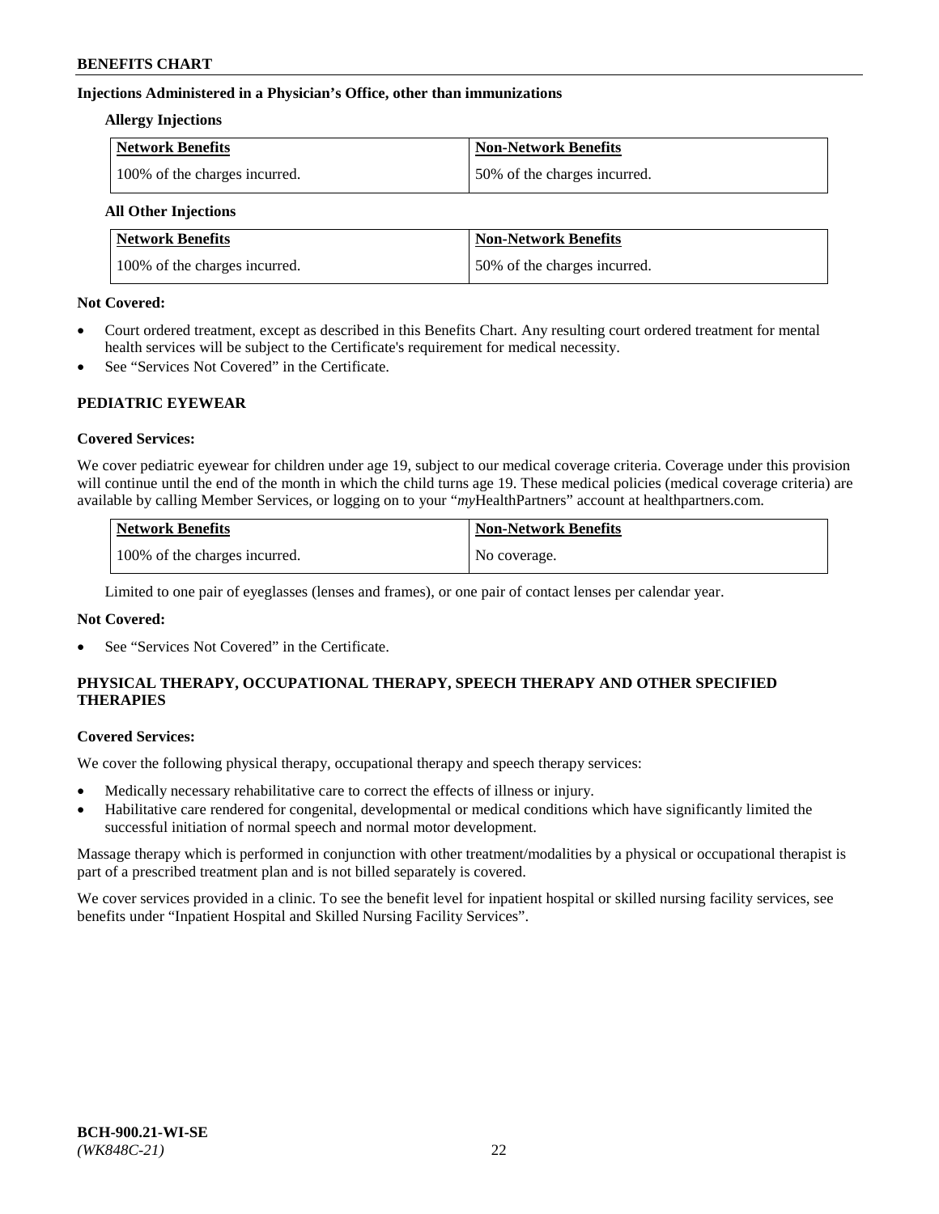### Injections Administered in a Physician's Office, other than immunizations

**Allergy Injections**

| Network Benefits | Non-Network Benefits |
|---|---|
| 100% of the charges incurred. | 50% of the charges incurred. |

**All Other Injections**

| Network Benefits | Non-Network Benefits |
|---|---|
| 100% of the charges incurred. | 50% of the charges incurred. |

**Not Covered:**

- Court ordered treatment, except as described in this Benefits Chart. Any resulting court ordered treatment for mental health services will be subject to the Certificate's requirement for medical necessity.
- See "Services Not Covered" in the Certificate.

## PEDIATRIC EYEWEAR

**Covered Services:**

We cover pediatric eyewear for children under age 19, subject to our medical coverage criteria. Coverage under this provision will continue until the end of the month in which the child turns age 19. These medical policies (medical coverage criteria) are available by calling Member Services, or logging on to your "*my*HealthPartners" account at healthpartners.com.

| Network Benefits | Non-Network Benefits |
|---|---|
| 100% of the charges incurred. | No coverage. |

Limited to one pair of eyeglasses (lenses and frames), or one pair of contact lenses per calendar year.

**Not Covered:**

- See "Services Not Covered" in the Certificate.

## PHYSICAL THERAPY, OCCUPATIONAL THERAPY, SPEECH THERAPY AND OTHER SPECIFIED THERAPIES

**Covered Services:**

We cover the following physical therapy, occupational therapy and speech therapy services:

- Medically necessary rehabilitative care to correct the effects of illness or injury.
- Habilitative care rendered for congenital, developmental or medical conditions which have significantly limited the successful initiation of normal speech and normal motor development.

Massage therapy which is performed in conjunction with other treatment/modalities by a physical or occupational therapist is part of a prescribed treatment plan and is not billed separately is covered.

We cover services provided in a clinic. To see the benefit level for inpatient hospital or skilled nursing facility services, see benefits under "Inpatient Hospital and Skilled Nursing Facility Services".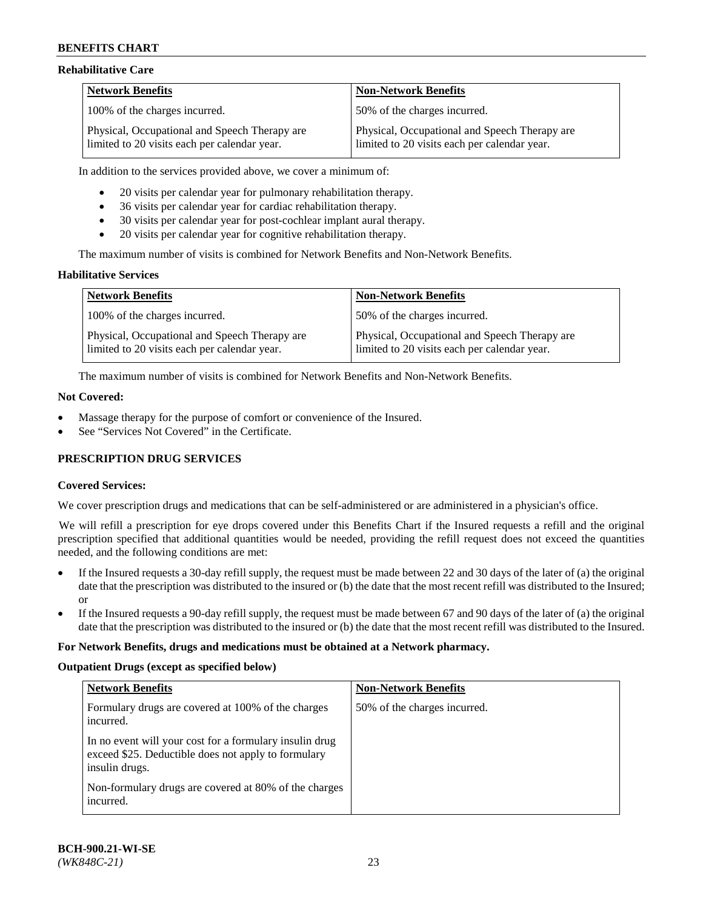### Rehabilitative Care

| Network Benefits | Non-Network Benefits |
|---|---|
| 100% of the charges incurred. | 50% of the charges incurred. |
| Physical, Occupational and Speech Therapy are limited to 20 visits each per calendar year. | Physical, Occupational and Speech Therapy are limited to 20 visits each per calendar year. |

In addition to the services provided above, we cover a minimum of:

- 20 visits per calendar year for pulmonary rehabilitation therapy.
- 36 visits per calendar year for cardiac rehabilitation therapy.
- 30 visits per calendar year for post-cochlear implant aural therapy.
- 20 visits per calendar year for cognitive rehabilitation therapy.

The maximum number of visits is combined for Network Benefits and Non-Network Benefits.

### Habilitative Services

| Network Benefits | Non-Network Benefits |
|---|---|
| 100% of the charges incurred. | 50% of the charges incurred. |
| Physical, Occupational and Speech Therapy are limited to 20 visits each per calendar year. | Physical, Occupational and Speech Therapy are limited to 20 visits each per calendar year. |

The maximum number of visits is combined for Network Benefits and Non-Network Benefits.

**Not Covered:**

- Massage therapy for the purpose of comfort or convenience of the Insured.
- See "Services Not Covered" in the Certificate.

## PRESCRIPTION DRUG SERVICES

**Covered Services:**

We cover prescription drugs and medications that can be self-administered or are administered in a physician's office.

We will refill a prescription for eye drops covered under this Benefits Chart if the Insured requests a refill and the original prescription specified that additional quantities would be needed, providing the refill request does not exceed the quantities needed, and the following conditions are met:

- If the Insured requests a 30-day refill supply, the request must be made between 22 and 30 days of the later of (a) the original date that the prescription was distributed to the insured or (b) the date that the most recent refill was distributed to the Insured; or
- If the Insured requests a 90-day refill supply, the request must be made between 67 and 90 days of the later of (a) the original date that the prescription was distributed to the insured or (b) the date that the most recent refill was distributed to the Insured.

**For Network Benefits, drugs and medications must be obtained at a Network pharmacy.**

**Outpatient Drugs (except as specified below)**

| Network Benefits | Non-Network Benefits |
|---|---|
| Formulary drugs are covered at 100% of the charges incurred.<br><br>In no event will your cost for a formulary insulin drug exceed $25. Deductible does not apply to formulary insulin drugs.<br><br>Non-formulary drugs are covered at 80% of the charges incurred. | 50% of the charges incurred. |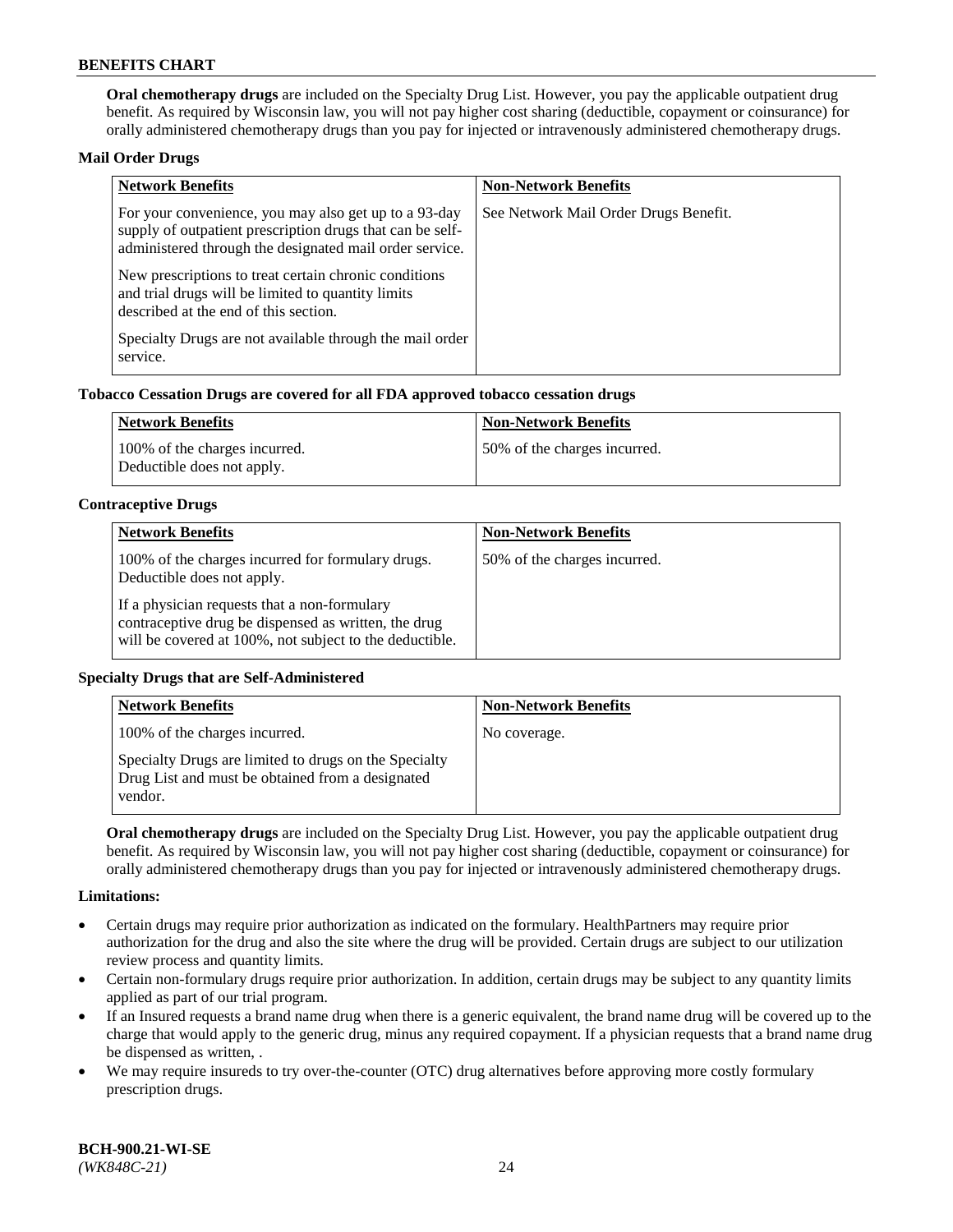**Oral chemotherapy drugs** are included on the Specialty Drug List. However, you pay the applicable outpatient drug benefit. As required by Wisconsin law, you will not pay higher cost sharing (deductible, copayment or coinsurance) for orally administered chemotherapy drugs than you pay for injected or intravenously administered chemotherapy drugs.

**Mail Order Drugs**

| Network Benefits | Non-Network Benefits |
| --- | --- |
| For your convenience, you may also get up to a 93-day supply of outpatient prescription drugs that can be self-administered through the designated mail order service.<br><br>New prescriptions to treat certain chronic conditions and trial drugs will be limited to quantity limits described at the end of this section.<br><br>Specialty Drugs are not available through the mail order service. | See Network Mail Order Drugs Benefit. |

**Tobacco Cessation Drugs are covered for all FDA approved tobacco cessation drugs**

| Network Benefits | Non-Network Benefits |
| --- | --- |
| 100% of the charges incurred.<br>Deductible does not apply. | 50% of the charges incurred. |

**Contraceptive Drugs**

| Network Benefits | Non-Network Benefits |
| --- | --- |
| 100% of the charges incurred for formulary drugs. Deductible does not apply.<br><br>If a physician requests that a non-formulary contraceptive drug be dispensed as written, the drug will be covered at 100%, not subject to the deductible. | 50% of the charges incurred. |

**Specialty Drugs that are Self-Administered**

| Network Benefits | Non-Network Benefits |
| --- | --- |
| 100% of the charges incurred.<br><br>Specialty Drugs are limited to drugs on the Specialty Drug List and must be obtained from a designated vendor. | No coverage. |

**Oral chemotherapy drugs** are included on the Specialty Drug List. However, you pay the applicable outpatient drug benefit. As required by Wisconsin law, you will not pay higher cost sharing (deductible, copayment or coinsurance) for orally administered chemotherapy drugs than you pay for injected or intravenously administered chemotherapy drugs.

**Limitations:**

- Certain drugs may require prior authorization as indicated on the formulary. HealthPartners may require prior authorization for the drug and also the site where the drug will be provided. Certain drugs are subject to our utilization review process and quantity limits.
- Certain non-formulary drugs require prior authorization. In addition, certain drugs may be subject to any quantity limits applied as part of our trial program.
- If an Insured requests a brand name drug when there is a generic equivalent, the brand name drug will be covered up to the charge that would apply to the generic drug, minus any required copayment. If a physician requests that a brand name drug be dispensed as written, .
- We may require insureds to try over-the-counter (OTC) drug alternatives before approving more costly formulary prescription drugs.

**BCH-900.21-WI-SE**
*(WK848C-21)*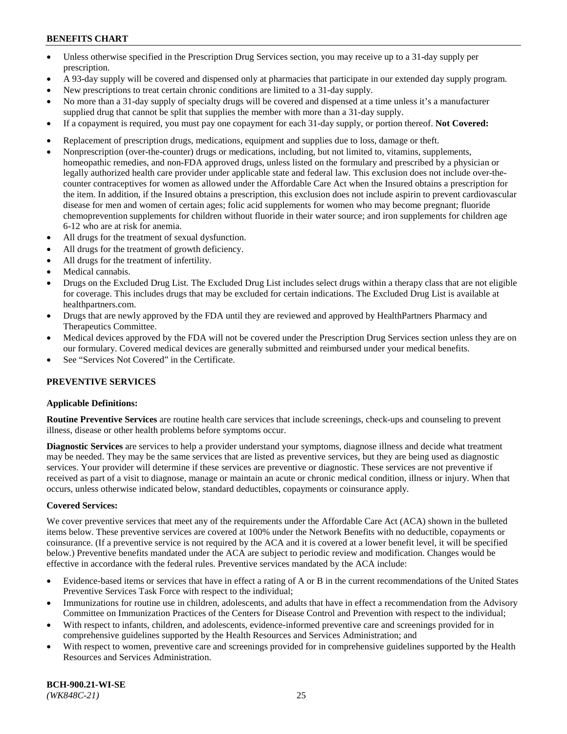- Unless otherwise specified in the Prescription Drug Services section, you may receive up to a 31-day supply per prescription.
- A 93-day supply will be covered and dispensed only at pharmacies that participate in our extended day supply program.
- New prescriptions to treat certain chronic conditions are limited to a 31-day supply.
- No more than a 31-day supply of specialty drugs will be covered and dispensed at a time unless it's a manufacturer supplied drug that cannot be split that supplies the member with more than a 31-day supply.
- If a copayment is required, you must pay one copayment for each 31-day supply, or portion thereof. **Not Covered:**
- Replacement of prescription drugs, medications, equipment and supplies due to loss, damage or theft.
- Nonprescription (over-the-counter) drugs or medications, including, but not limited to, vitamins, supplements, homeopathic remedies, and non-FDA approved drugs, unless listed on the formulary and prescribed by a physician or legally authorized health care provider under applicable state and federal law. This exclusion does not include over-the-counter contraceptives for women as allowed under the Affordable Care Act when the Insured obtains a prescription for the item. In addition, if the Insured obtains a prescription, this exclusion does not include aspirin to prevent cardiovascular disease for men and women of certain ages; folic acid supplements for women who may become pregnant; fluoride chemoprevention supplements for children without fluoride in their water source; and iron supplements for children age 6-12 who are at risk for anemia.
- All drugs for the treatment of sexual dysfunction.
- All drugs for the treatment of growth deficiency.
- All drugs for the treatment of infertility.
- Medical cannabis.
- Drugs on the Excluded Drug List. The Excluded Drug List includes select drugs within a therapy class that are not eligible for coverage. This includes drugs that may be excluded for certain indications. The Excluded Drug List is available at healthpartners.com.
- Drugs that are newly approved by the FDA until they are reviewed and approved by HealthPartners Pharmacy and Therapeutics Committee.
- Medical devices approved by the FDA will not be covered under the Prescription Drug Services section unless they are on our formulary. Covered medical devices are generally submitted and reimbursed under your medical benefits.
- See "Services Not Covered" in the Certificate.

## PREVENTIVE SERVICES

### Applicable Definitions:

**Routine Preventive Services** are routine health care services that include screenings, check-ups and counseling to prevent illness, disease or other health problems before symptoms occur.

**Diagnostic Services** are services to help a provider understand your symptoms, diagnose illness and decide what treatment may be needed. They may be the same services that are listed as preventive services, but they are being used as diagnostic services. Your provider will determine if these services are preventive or diagnostic. These services are not preventive if received as part of a visit to diagnose, manage or maintain an acute or chronic medical condition, illness or injury. When that occurs, unless otherwise indicated below, standard deductibles, copayments or coinsurance apply.

### Covered Services:

We cover preventive services that meet any of the requirements under the Affordable Care Act (ACA) shown in the bulleted items below. These preventive services are covered at 100% under the Network Benefits with no deductible, copayments or coinsurance. (If a preventive service is not required by the ACA and it is covered at a lower benefit level, it will be specified below.) Preventive benefits mandated under the ACA are subject to periodic review and modification. Changes would be effective in accordance with the federal rules. Preventive services mandated by the ACA include:

- Evidence-based items or services that have in effect a rating of A or B in the current recommendations of the United States Preventive Services Task Force with respect to the individual;
- Immunizations for routine use in children, adolescents, and adults that have in effect a recommendation from the Advisory Committee on Immunization Practices of the Centers for Disease Control and Prevention with respect to the individual;
- With respect to infants, children, and adolescents, evidence-informed preventive care and screenings provided for in comprehensive guidelines supported by the Health Resources and Services Administration; and
- With respect to women, preventive care and screenings provided for in comprehensive guidelines supported by the Health Resources and Services Administration.

**BCH-900.21-WI-SE**
*(WK848C-21)*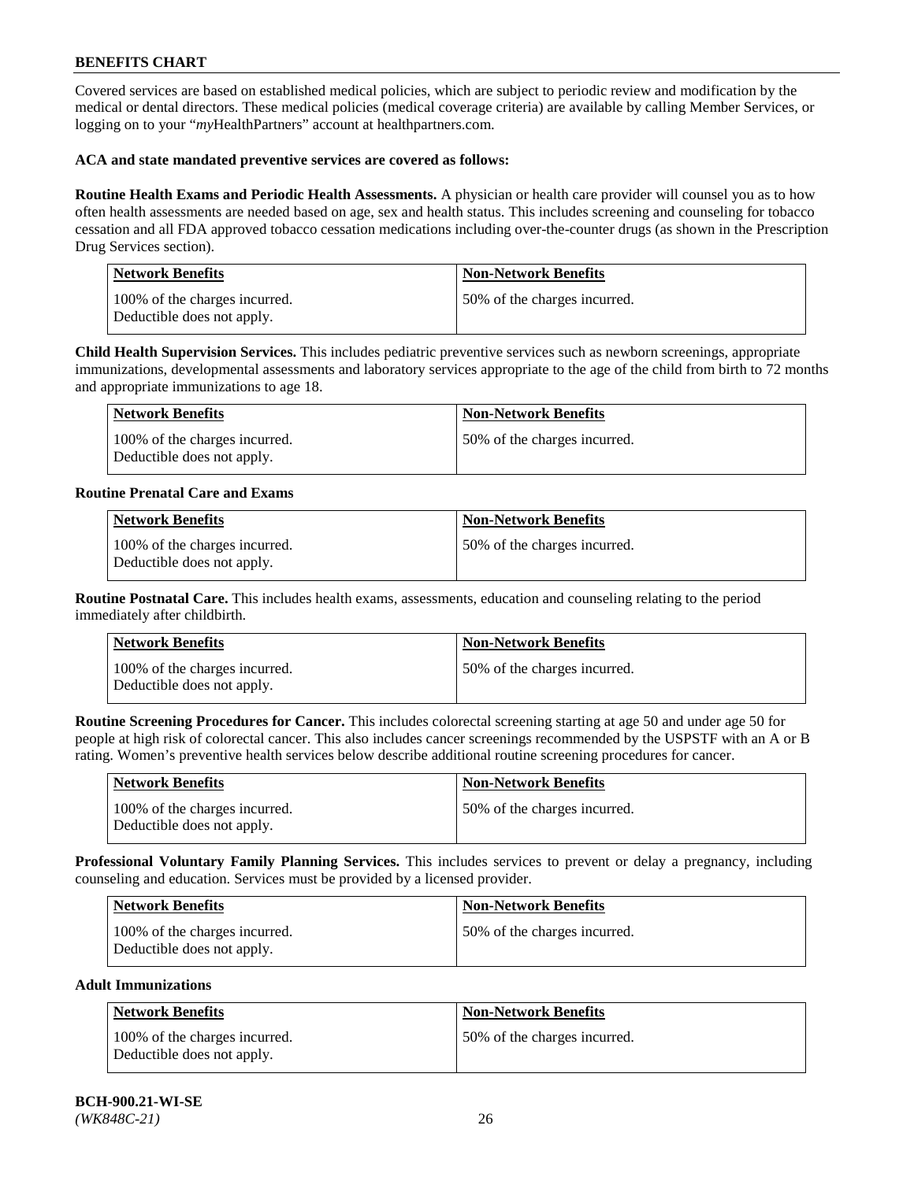Covered services are based on established medical policies, which are subject to periodic review and modification by the medical or dental directors. These medical policies (medical coverage criteria) are available by calling Member Services, or logging on to your "*my*HealthPartners" account at healthpartners.com.

**ACA and state mandated preventive services are covered as follows:**

**Routine Health Exams and Periodic Health Assessments.** A physician or health care provider will counsel you as to how often health assessments are needed based on age, sex and health status. This includes screening and counseling for tobacco cessation and all FDA approved tobacco cessation medications including over-the-counter drugs (as shown in the Prescription Drug Services section).

| Network Benefits | Non-Network Benefits |
|---|---|
| 100% of the charges incurred. Deductible does not apply. | 50% of the charges incurred. |

**Child Health Supervision Services.** This includes pediatric preventive services such as newborn screenings, appropriate immunizations, developmental assessments and laboratory services appropriate to the age of the child from birth to 72 months and appropriate immunizations to age 18.

| Network Benefits | Non-Network Benefits |
|---|---|
| 100% of the charges incurred. Deductible does not apply. | 50% of the charges incurred. |

**Routine Prenatal Care and Exams**

| Network Benefits | Non-Network Benefits |
|---|---|
| 100% of the charges incurred. Deductible does not apply. | 50% of the charges incurred. |

**Routine Postnatal Care.** This includes health exams, assessments, education and counseling relating to the period immediately after childbirth.

| Network Benefits | Non-Network Benefits |
|---|---|
| 100% of the charges incurred. Deductible does not apply. | 50% of the charges incurred. |

**Routine Screening Procedures for Cancer.** This includes colorectal screening starting at age 50 and under age 50 for people at high risk of colorectal cancer. This also includes cancer screenings recommended by the USPSTF with an A or B rating. Women's preventive health services below describe additional routine screening procedures for cancer.

| Network Benefits | Non-Network Benefits |
|---|---|
| 100% of the charges incurred. Deductible does not apply. | 50% of the charges incurred. |

**Professional Voluntary Family Planning Services.** This includes services to prevent or delay a pregnancy, including counseling and education. Services must be provided by a licensed provider.

| Network Benefits | Non-Network Benefits |
|---|---|
| 100% of the charges incurred. Deductible does not apply. | 50% of the charges incurred. |

**Adult Immunizations**

| Network Benefits | Non-Network Benefits |
|---|---|
| 100% of the charges incurred. Deductible does not apply. | 50% of the charges incurred. |

**BCH-900.21-WI-SE**
*(WK848C-21)*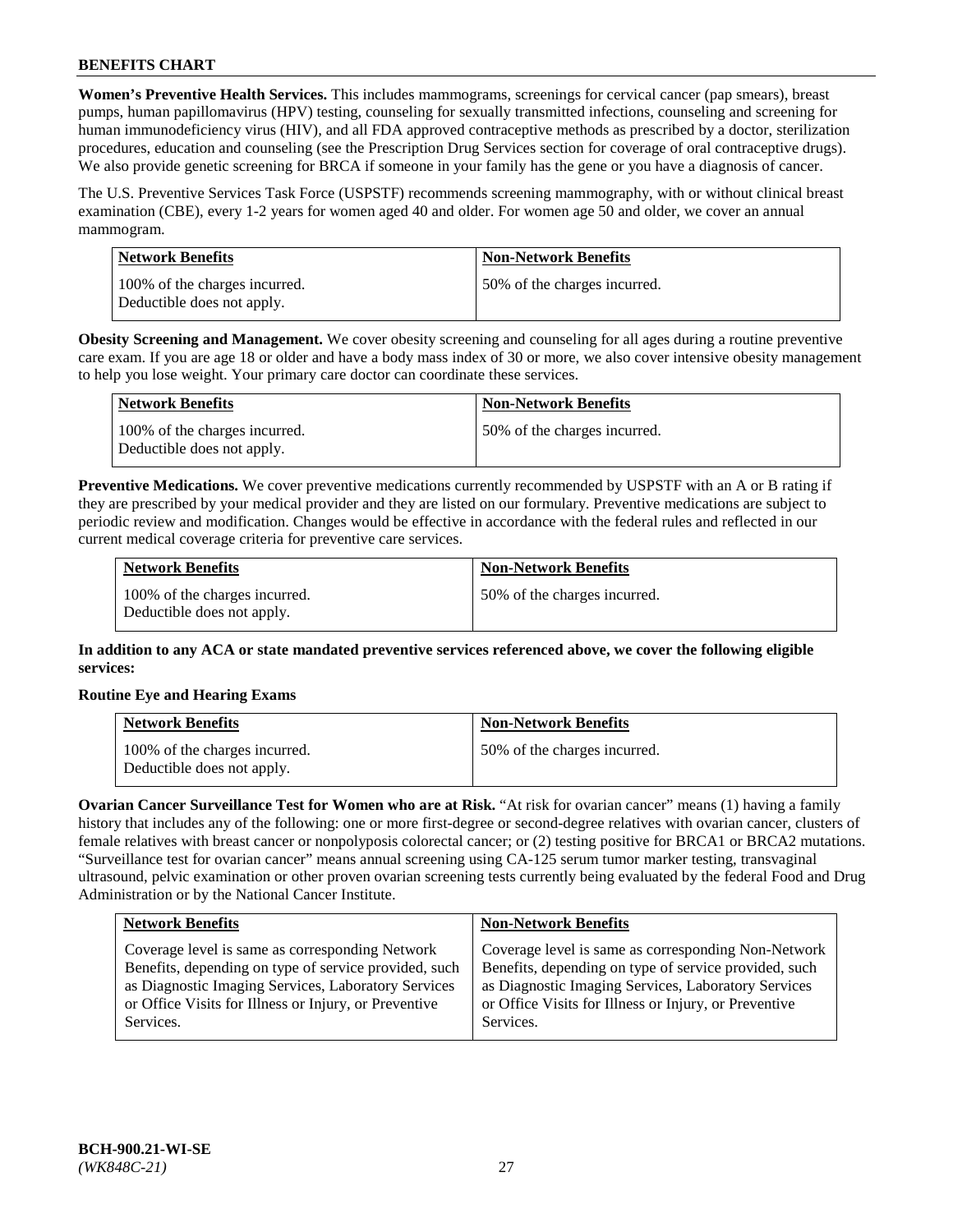**Women's Preventive Health Services.** This includes mammograms, screenings for cervical cancer (pap smears), breast pumps, human papillomavirus (HPV) testing, counseling for sexually transmitted infections, counseling and screening for human immunodeficiency virus (HIV), and all FDA approved contraceptive methods as prescribed by a doctor, sterilization procedures, education and counseling (see the Prescription Drug Services section for coverage of oral contraceptive drugs). We also provide genetic screening for BRCA if someone in your family has the gene or you have a diagnosis of cancer.

The U.S. Preventive Services Task Force (USPSTF) recommends screening mammography, with or without clinical breast examination (CBE), every 1-2 years for women aged 40 and older. For women age 50 and older, we cover an annual mammogram.

| Network Benefits | Non-Network Benefits |
|---|---|
| 100% of the charges incurred. Deductible does not apply. | 50% of the charges incurred. |

**Obesity Screening and Management.** We cover obesity screening and counseling for all ages during a routine preventive care exam. If you are age 18 or older and have a body mass index of 30 or more, we also cover intensive obesity management to help you lose weight. Your primary care doctor can coordinate these services.

| Network Benefits | Non-Network Benefits |
|---|---|
| 100% of the charges incurred. Deductible does not apply. | 50% of the charges incurred. |

**Preventive Medications.** We cover preventive medications currently recommended by USPSTF with an A or B rating if they are prescribed by your medical provider and they are listed on our formulary. Preventive medications are subject to periodic review and modification. Changes would be effective in accordance with the federal rules and reflected in our current medical coverage criteria for preventive care services.

| Network Benefits | Non-Network Benefits |
|---|---|
| 100% of the charges incurred. Deductible does not apply. | 50% of the charges incurred. |

**In addition to any ACA or state mandated preventive services referenced above, we cover the following eligible services:**

**Routine Eye and Hearing Exams**

| Network Benefits | Non-Network Benefits |
|---|---|
| 100% of the charges incurred. Deductible does not apply. | 50% of the charges incurred. |

**Ovarian Cancer Surveillance Test for Women who are at Risk.** "At risk for ovarian cancer" means (1) having a family history that includes any of the following: one or more first-degree or second-degree relatives with ovarian cancer, clusters of female relatives with breast cancer or nonpolyposis colorectal cancer; or (2) testing positive for BRCA1 or BRCA2 mutations. "Surveillance test for ovarian cancer" means annual screening using CA-125 serum tumor marker testing, transvaginal ultrasound, pelvic examination or other proven ovarian screening tests currently being evaluated by the federal Food and Drug Administration or by the National Cancer Institute.

| Network Benefits | Non-Network Benefits |
|---|---|
| Coverage level is same as corresponding Network Benefits, depending on type of service provided, such as Diagnostic Imaging Services, Laboratory Services or Office Visits for Illness or Injury, or Preventive Services. | Coverage level is same as corresponding Non-Network Benefits, depending on type of service provided, such as Diagnostic Imaging Services, Laboratory Services or Office Visits for Illness or Injury, or Preventive Services. |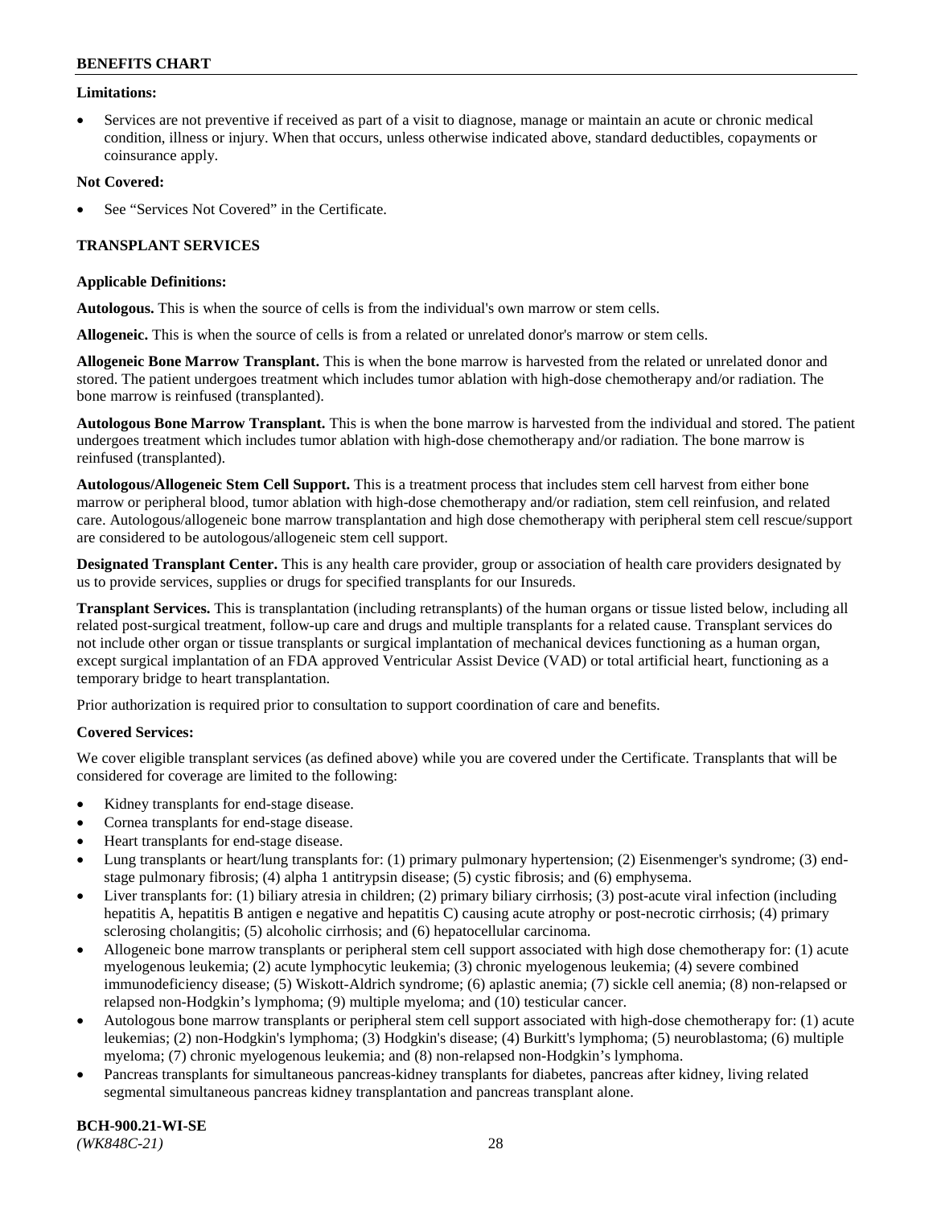**Limitations:**

- Services are not preventive if received as part of a visit to diagnose, manage or maintain an acute or chronic medical condition, illness or injury. When that occurs, unless otherwise indicated above, standard deductibles, copayments or coinsurance apply.

**Not Covered:**

- See "Services Not Covered" in the Certificate.

## TRANSPLANT SERVICES

**Applicable Definitions:**

**Autologous.** This is when the source of cells is from the individual's own marrow or stem cells.

**Allogeneic.** This is when the source of cells is from a related or unrelated donor's marrow or stem cells.

**Allogeneic Bone Marrow Transplant.** This is when the bone marrow is harvested from the related or unrelated donor and stored. The patient undergoes treatment which includes tumor ablation with high-dose chemotherapy and/or radiation. The bone marrow is reinfused (transplanted).

**Autologous Bone Marrow Transplant.** This is when the bone marrow is harvested from the individual and stored. The patient undergoes treatment which includes tumor ablation with high-dose chemotherapy and/or radiation. The bone marrow is reinfused (transplanted).

**Autologous/Allogeneic Stem Cell Support.** This is a treatment process that includes stem cell harvest from either bone marrow or peripheral blood, tumor ablation with high-dose chemotherapy and/or radiation, stem cell reinfusion, and related care. Autologous/allogeneic bone marrow transplantation and high dose chemotherapy with peripheral stem cell rescue/support are considered to be autologous/allogeneic stem cell support.

**Designated Transplant Center.** This is any health care provider, group or association of health care providers designated by us to provide services, supplies or drugs for specified transplants for our Insureds.

**Transplant Services.** This is transplantation (including retransplants) of the human organs or tissue listed below, including all related post-surgical treatment, follow-up care and drugs and multiple transplants for a related cause. Transplant services do not include other organ or tissue transplants or surgical implantation of mechanical devices functioning as a human organ, except surgical implantation of an FDA approved Ventricular Assist Device (VAD) or total artificial heart, functioning as a temporary bridge to heart transplantation.

Prior authorization is required prior to consultation to support coordination of care and benefits.

**Covered Services:**

We cover eligible transplant services (as defined above) while you are covered under the Certificate. Transplants that will be considered for coverage are limited to the following:

- Kidney transplants for end-stage disease.
- Cornea transplants for end-stage disease.
- Heart transplants for end-stage disease.
- Lung transplants or heart/lung transplants for: (1) primary pulmonary hypertension; (2) Eisenmenger's syndrome; (3) end-stage pulmonary fibrosis; (4) alpha 1 antitrypsin disease; (5) cystic fibrosis; and (6) emphysema.
- Liver transplants for: (1) biliary atresia in children; (2) primary biliary cirrhosis; (3) post-acute viral infection (including hepatitis A, hepatitis B antigen e negative and hepatitis C) causing acute atrophy or post-necrotic cirrhosis; (4) primary sclerosing cholangitis; (5) alcoholic cirrhosis; and (6) hepatocellular carcinoma.
- Allogeneic bone marrow transplants or peripheral stem cell support associated with high dose chemotherapy for: (1) acute myelogenous leukemia; (2) acute lymphocytic leukemia; (3) chronic myelogenous leukemia; (4) severe combined immunodeficiency disease; (5) Wiskott-Aldrich syndrome; (6) aplastic anemia; (7) sickle cell anemia; (8) non-relapsed or relapsed non-Hodgkin's lymphoma; (9) multiple myeloma; and (10) testicular cancer.
- Autologous bone marrow transplants or peripheral stem cell support associated with high-dose chemotherapy for: (1) acute leukemias; (2) non-Hodgkin's lymphoma; (3) Hodgkin's disease; (4) Burkitt's lymphoma; (5) neuroblastoma; (6) multiple myeloma; (7) chronic myelogenous leukemia; and (8) non-relapsed non-Hodgkin's lymphoma.
- Pancreas transplants for simultaneous pancreas-kidney transplants for diabetes, pancreas after kidney, living related segmental simultaneous pancreas kidney transplantation and pancreas transplant alone.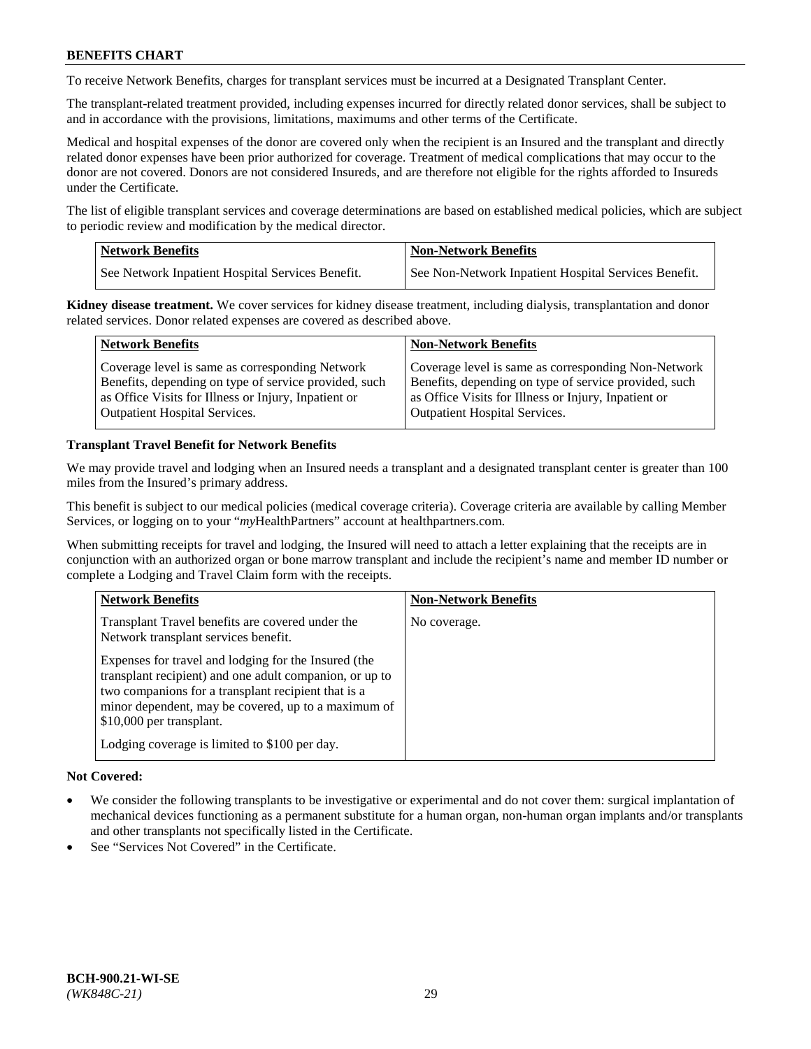To receive Network Benefits, charges for transplant services must be incurred at a Designated Transplant Center.

The transplant-related treatment provided, including expenses incurred for directly related donor services, shall be subject to and in accordance with the provisions, limitations, maximums and other terms of the Certificate.

Medical and hospital expenses of the donor are covered only when the recipient is an Insured and the transplant and directly related donor expenses have been prior authorized for coverage. Treatment of medical complications that may occur to the donor are not covered. Donors are not considered Insureds, and are therefore not eligible for the rights afforded to Insureds under the Certificate.

The list of eligible transplant services and coverage determinations are based on established medical policies, which are subject to periodic review and modification by the medical director.

| Network Benefits | Non-Network Benefits |
|---|---|
| See Network Inpatient Hospital Services Benefit. | See Non-Network Inpatient Hospital Services Benefit. |

**Kidney disease treatment.** We cover services for kidney disease treatment, including dialysis, transplantation and donor related services. Donor related expenses are covered as described above.

| Network Benefits | Non-Network Benefits |
|---|---|
| Coverage level is same as corresponding Network Benefits, depending on type of service provided, such as Office Visits for Illness or Injury, Inpatient or Outpatient Hospital Services. | Coverage level is same as corresponding Non-Network Benefits, depending on type of service provided, such as Office Visits for Illness or Injury, Inpatient or Outpatient Hospital Services. |

**Transplant Travel Benefit for Network Benefits**

We may provide travel and lodging when an Insured needs a transplant and a designated transplant center is greater than 100 miles from the Insured's primary address.

This benefit is subject to our medical policies (medical coverage criteria). Coverage criteria are available by calling Member Services, or logging on to your "*my*HealthPartners" account at healthpartners.com.

When submitting receipts for travel and lodging, the Insured will need to attach a letter explaining that the receipts are in conjunction with an authorized organ or bone marrow transplant and include the recipient's name and member ID number or complete a Lodging and Travel Claim form with the receipts.

| Network Benefits | Non-Network Benefits |
|---|---|
| Transplant Travel benefits are covered under the Network transplant services benefit.<br><br>Expenses for travel and lodging for the Insured (the transplant recipient) and one adult companion, or up to two companions for a transplant recipient that is a minor dependent, may be covered, up to a maximum of $10,000 per transplant.<br><br>Lodging coverage is limited to $100 per day. | No coverage. |

**Not Covered:**

- We consider the following transplants to be investigative or experimental and do not cover them: surgical implantation of mechanical devices functioning as a permanent substitute for a human organ, non-human organ implants and/or transplants and other transplants not specifically listed in the Certificate.
- See "Services Not Covered" in the Certificate.